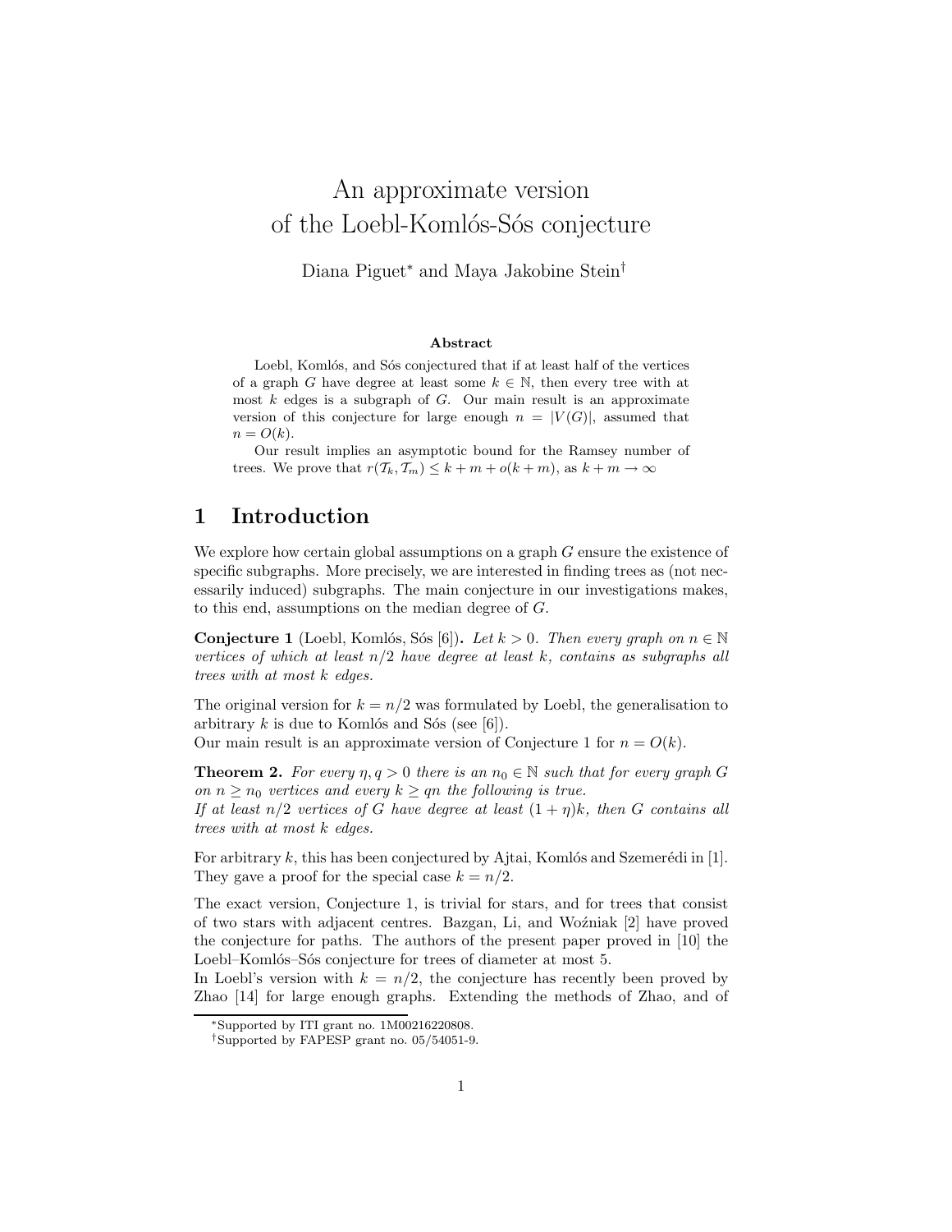# An approximate version of the Loebl-Komlós-Sós conjecture

Diana Piguet[*] and Maya Jakobine Stein[†]

### Abstract

Loebl, Komlós, and Sós conjectured that if at least half of the vertices of a graph $G$ have degree at least some $k \in \mathbb{N}$, then every tree with at most $k$ edges is a subgraph of $G$. Our main result is an approximate version of this conjecture for large enough $n = |V(G)|$, assumed that $n = O(k)$.

Our result implies an asymptotic bound for the Ramsey number of trees. We prove that $r(\mathcal{T}_k, \mathcal{T}_m) \leq k + m + o(k + m)$, as $k + m \to \infty$

## 1 Introduction

We explore how certain global assumptions on a graph $G$ ensure the existence of specific subgraphs. More precisely, we are interested in finding trees as (not necessarily induced) subgraphs. The main conjecture in our investigations makes, to this end, assumptions on the median degree of $G$.

**Conjecture 1** (Loebl, Komlós, Sós [6])**.** *Let $k > 0$. Then every graph on $n \in \mathbb{N}$ vertices of which at least $n/2$ have degree at least $k$, contains as subgraphs all trees with at most $k$ edges.*

The original version for $k = n/2$ was formulated by Loebl, the generalisation to arbitrary $k$ is due to Komlós and Sós (see [6]).
Our main result is an approximate version of Conjecture 1 for $n = O(k)$.

**Theorem 2.** *For every $\eta, q > 0$ there is an $n_0 \in \mathbb{N}$ such that for every graph $G$ on $n \geq n_0$ vertices and every $k \geq qn$ the following is true.*
*If at least $n/2$ vertices of $G$ have degree at least $(1 + \eta)k$, then $G$ contains all trees with at most $k$ edges.*

For arbitrary $k$, this has been conjectured by Ajtai, Komlós and Szemerédi in [1]. They gave a proof for the special case $k = n/2$.

The exact version, Conjecture 1, is trivial for stars, and for trees that consist of two stars with adjacent centres. Bazgan, Li, and Woźniak [2] have proved the conjecture for paths. The authors of the present paper proved in [10] the Loebl–Komlós–Sós conjecture for trees of diameter at most 5.
In Loebl's version with $k = n/2$, the conjecture has recently been proved by Zhao [14] for large enough graphs. Extending the methods of Zhao, and of

[*] Supported by ITI grant no. 1M00216220808.
[†] Supported by FAPESP grant no. 05/54051-9.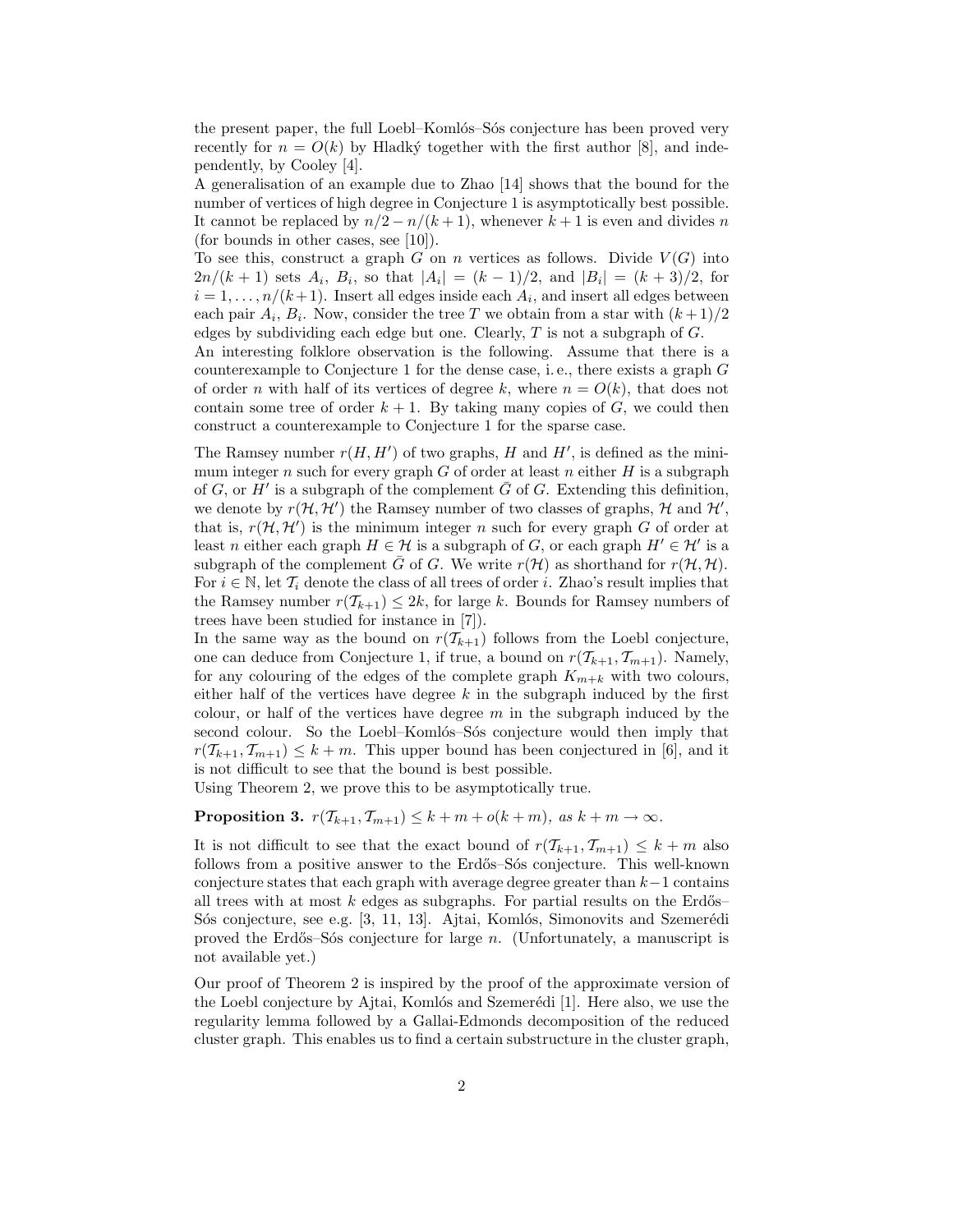the present paper, the full Loebl–Komlós–Sós conjecture has been proved very recently for $n = O(k)$ by Hladký together with the first author [8], and independently, by Cooley [4].

A generalisation of an example due to Zhao [14] shows that the bound for the number of vertices of high degree in Conjecture 1 is asymptotically best possible. It cannot be replaced by $n/2 - n/(k+1)$, whenever $k+1$ is even and divides $n$ (for bounds in other cases, see [10]).

To see this, construct a graph $G$ on $n$ vertices as follows. Divide $V(G)$ into $2n/(k+1)$ sets $A_i$, $B_i$, so that $|A_i| = (k-1)/2$, and $|B_i| = (k+3)/2$, for $i = 1, \ldots, n/(k+1)$. Insert all edges inside each $A_i$, and insert all edges between each pair $A_i$, $B_i$. Now, consider the tree $T$ we obtain from a star with $(k+1)/2$ edges by subdividing each edge but one. Clearly, $T$ is not a subgraph of $G$.

An interesting folklore observation is the following. Assume that there is a counterexample to Conjecture 1 for the dense case, i. e., there exists a graph $G$ of order $n$ with half of its vertices of degree $k$, where $n = O(k)$, that does not contain some tree of order $k+1$. By taking many copies of $G$, we could then construct a counterexample to Conjecture 1 for the sparse case.

The Ramsey number $r(H, H')$ of two graphs, $H$ and $H'$, is defined as the minimum integer $n$ such for every graph $G$ of order at least $n$ either $H$ is a subgraph of $G$, or $H'$ is a subgraph of the complement $\bar{G}$ of $G$. Extending this definition, we denote by $r(\mathcal{H}, \mathcal{H}')$ the Ramsey number of two classes of graphs, $\mathcal{H}$ and $\mathcal{H}'$, that is, $r(\mathcal{H}, \mathcal{H}')$ is the minimum integer $n$ such for every graph $G$ of order at least $n$ either each graph $H \in \mathcal{H}$ is a subgraph of $G$, or each graph $H' \in \mathcal{H}'$ is a subgraph of the complement $\bar{G}$ of $G$. We write $r(\mathcal{H})$ as shorthand for $r(\mathcal{H}, \mathcal{H})$. For $i \in \mathbb{N}$, let $\mathcal{T}_i$ denote the class of all trees of order $i$. Zhao's result implies that the Ramsey number $r(\mathcal{T}_{k+1}) \leq 2k$, for large $k$. Bounds for Ramsey numbers of trees have been studied for instance in [7]).

In the same way as the bound on $r(\mathcal{T}_{k+1})$ follows from the Loebl conjecture, one can deduce from Conjecture 1, if true, a bound on $r(\mathcal{T}_{k+1}, \mathcal{T}_{m+1})$. Namely, for any colouring of the edges of the complete graph $K_{m+k}$ with two colours, either half of the vertices have degree $k$ in the subgraph induced by the first colour, or half of the vertices have degree $m$ in the subgraph induced by the second colour. So the Loebl–Komlós–Sós conjecture would then imply that $r(\mathcal{T}_{k+1}, \mathcal{T}_{m+1}) \leq k + m$. This upper bound has been conjectured in [6], and it is not difficult to see that the bound is best possible.

Using Theorem 2, we prove this to be asymptotically true.

**Proposition 3.** *$r(\mathcal{T}_{k+1}, \mathcal{T}_{m+1}) \leq k + m + o(k + m)$, as $k + m \to \infty$.*

It is not difficult to see that the exact bound of $r(\mathcal{T}_{k+1}, \mathcal{T}_{m+1}) \leq k + m$ also follows from a positive answer to the Erdős–Sós conjecture. This well-known conjecture states that each graph with average degree greater than $k-1$ contains all trees with at most $k$ edges as subgraphs. For partial results on the Erdős–Sós conjecture, see e.g. [3, 11, 13]. Ajtai, Komlós, Simonovits and Szemerédi proved the Erdős–Sós conjecture for large $n$. (Unfortunately, a manuscript is not available yet.)

Our proof of Theorem 2 is inspired by the proof of the approximate version of the Loebl conjecture by Ajtai, Komlós and Szemerédi [1]. Here also, we use the regularity lemma followed by a Gallai-Edmonds decomposition of the reduced cluster graph. This enables us to find a certain substructure in the cluster graph,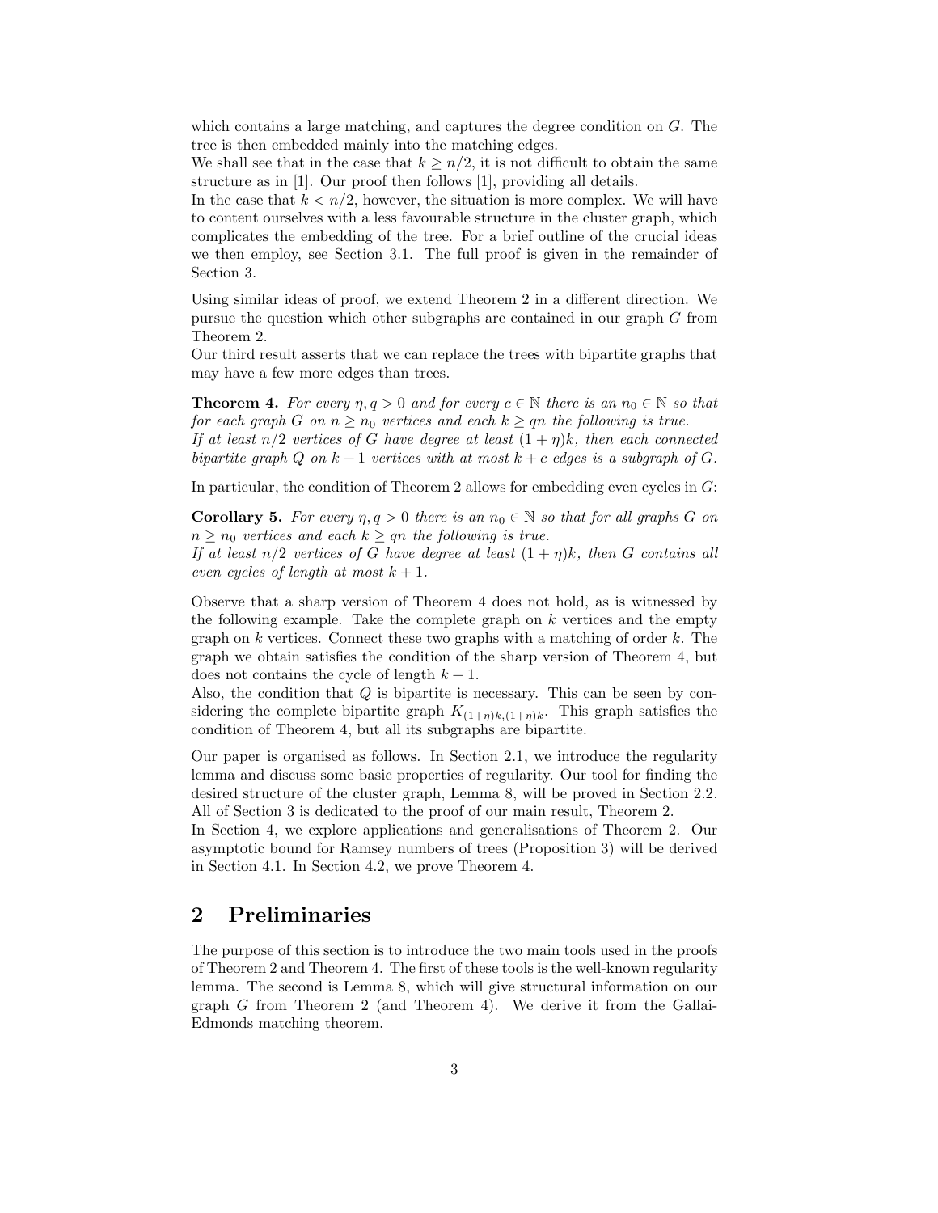which contains a large matching, and captures the degree condition on $G$. The tree is then embedded mainly into the matching edges.

We shall see that in the case that $k \geq n/2$, it is not difficult to obtain the same structure as in [1]. Our proof then follows [1], providing all details.

In the case that $k < n/2$, however, the situation is more complex. We will have to content ourselves with a less favourable structure in the cluster graph, which complicates the embedding of the tree. For a brief outline of the crucial ideas we then employ, see Section 3.1. The full proof is given in the remainder of Section 3.

Using similar ideas of proof, we extend Theorem 2 in a different direction. We pursue the question which other subgraphs are contained in our graph $G$ from Theorem 2.

Our third result asserts that we can replace the trees with bipartite graphs that may have a few more edges than trees.

**Theorem 4.** *For every $\eta, q > 0$ and for every $c \in \mathbb{N}$ there is an $n_0 \in \mathbb{N}$ so that for each graph $G$ on $n \geq n_0$ vertices and each $k \geq qn$ the following is true.*
*If at least $n/2$ vertices of $G$ have degree at least $(1+\eta)k$, then each connected bipartite graph $Q$ on $k+1$ vertices with at most $k+c$ edges is a subgraph of $G$.*

In particular, the condition of Theorem 2 allows for embedding even cycles in $G$:

**Corollary 5.** *For every $\eta, q > 0$ there is an $n_0 \in \mathbb{N}$ so that for all graphs $G$ on $n \geq n_0$ vertices and each $k \geq qn$ the following is true.*
*If at least $n/2$ vertices of $G$ have degree at least $(1+\eta)k$, then $G$ contains all even cycles of length at most $k+1$.*

Observe that a sharp version of Theorem 4 does not hold, as is witnessed by the following example. Take the complete graph on $k$ vertices and the empty graph on $k$ vertices. Connect these two graphs with a matching of order $k$. The graph we obtain satisfies the condition of the sharp version of Theorem 4, but does not contains the cycle of length $k+1$.

Also, the condition that $Q$ is bipartite is necessary. This can be seen by considering the complete bipartite graph $K_{(1+\eta)k,(1+\eta)k}$. This graph satisfies the condition of Theorem 4, but all its subgraphs are bipartite.

Our paper is organised as follows. In Section 2.1, we introduce the regularity lemma and discuss some basic properties of regularity. Our tool for finding the desired structure of the cluster graph, Lemma 8, will be proved in Section 2.2. All of Section 3 is dedicated to the proof of our main result, Theorem 2.

In Section 4, we explore applications and generalisations of Theorem 2. Our asymptotic bound for Ramsey numbers of trees (Proposition 3) will be derived in Section 4.1. In Section 4.2, we prove Theorem 4.

## 2 Preliminaries

The purpose of this section is to introduce the two main tools used in the proofs of Theorem 2 and Theorem 4. The first of these tools is the well-known regularity lemma. The second is Lemma 8, which will give structural information on our graph $G$ from Theorem 2 (and Theorem 4). We derive it from the Gallai-Edmonds matching theorem.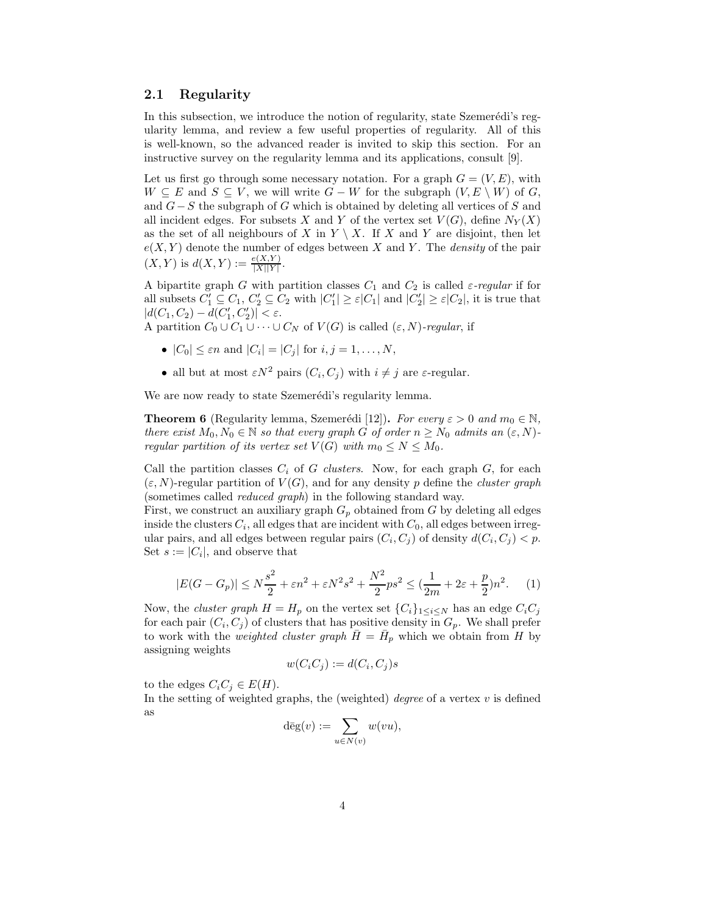## 2.1 Regularity

In this subsection, we introduce the notion of regularity, state Szemerédi's regularity lemma, and review a few useful properties of regularity. All of this is well-known, so the advanced reader is invited to skip this section. For an instructive survey on the regularity lemma and its applications, consult [9].

Let us first go through some necessary notation. For a graph $G = (V, E)$, with $W \subseteq E$ and $S \subseteq V$, we will write $G - W$ for the subgraph $(V, E \setminus W)$ of $G$, and $G - S$ the subgraph of $G$ which is obtained by deleting all vertices of $S$ and all incident edges. For subsets $X$ and $Y$ of the vertex set $V(G)$, define $N_Y(X)$ as the set of all neighbours of $X$ in $Y \setminus X$. If $X$ and $Y$ are disjoint, then let $e(X, Y)$ denote the number of edges between $X$ and $Y$. The *density* of the pair $(X, Y)$ is $d(X, Y) := \frac{e(X,Y)}{|X||Y|}$.

A bipartite graph $G$ with partition classes $C_1$ and $C_2$ is called $\varepsilon$-*regular* if for all subsets $C_1' \subseteq C_1$, $C_2' \subseteq C_2$ with $|C_1'| \geq \varepsilon|C_1|$ and $|C_2'| \geq \varepsilon|C_2|$, it is true that $|d(C_1, C_2) - d(C_1', C_2')| < \varepsilon$.
A partition $C_0 \cup C_1 \cup \cdots \cup C_N$ of $V(G)$ is called $(\varepsilon, N)$-*regular*, if

- $|C_0| \leq \varepsilon n$ and $|C_i| = |C_j|$ for $i, j = 1, \ldots, N$,
- all but at most $\varepsilon N^2$ pairs $(C_i, C_j)$ with $i \neq j$ are $\varepsilon$-regular.

We are now ready to state Szemerédi's regularity lemma.

**Theorem 6** (Regularity lemma, Szemerédi [12])**.** *For every $\varepsilon > 0$ and $m_0 \in \mathbb{N}$, there exist $M_0, N_0 \in \mathbb{N}$ so that every graph $G$ of order $n \geq N_0$ admits an $(\varepsilon, N)$-regular partition of its vertex set $V(G)$ with $m_0 \leq N \leq M_0$.*

Call the partition classes $C_i$ of $G$ *clusters*. Now, for each graph $G$, for each $(\varepsilon, N)$-regular partition of $V(G)$, and for any density $p$ define the *cluster graph* (sometimes called *reduced graph*) in the following standard way.
First, we construct an auxiliary graph $G_p$ obtained from $G$ by deleting all edges inside the clusters $C_i$, all edges that are incident with $C_0$, all edges between irregular pairs, and all edges between regular pairs $(C_i, C_j)$ of density $d(C_i, C_j) < p$. Set $s := |C_i|$, and observe that

$$|E(G - G_p)| \leq N\frac{s^2}{2} + \varepsilon n^2 + \varepsilon N^2 s^2 + \frac{N^2}{2} p s^2 \leq (\frac{1}{2m} + 2\varepsilon + \frac{p}{2})n^2. \qquad (1)$$

Now, the *cluster graph* $H = H_p$ on the vertex set $\{C_i\}_{1 \leq i \leq N}$ has an edge $C_iC_j$ for each pair $(C_i, C_j)$ of clusters that has positive density in $G_p$. We shall prefer to work with the *weighted cluster graph* $\bar{H} = \bar{H}_p$ which we obtain from $H$ by assigning weights

$$w(C_iC_j) := d(C_i, C_j)s$$

to the edges $C_iC_j \in E(H)$.
In the setting of weighted graphs, the (weighted) *degree* of a vertex $v$ is defined as

$$\bar{\deg}(v) := \sum_{u \in N(v)} w(vu),$$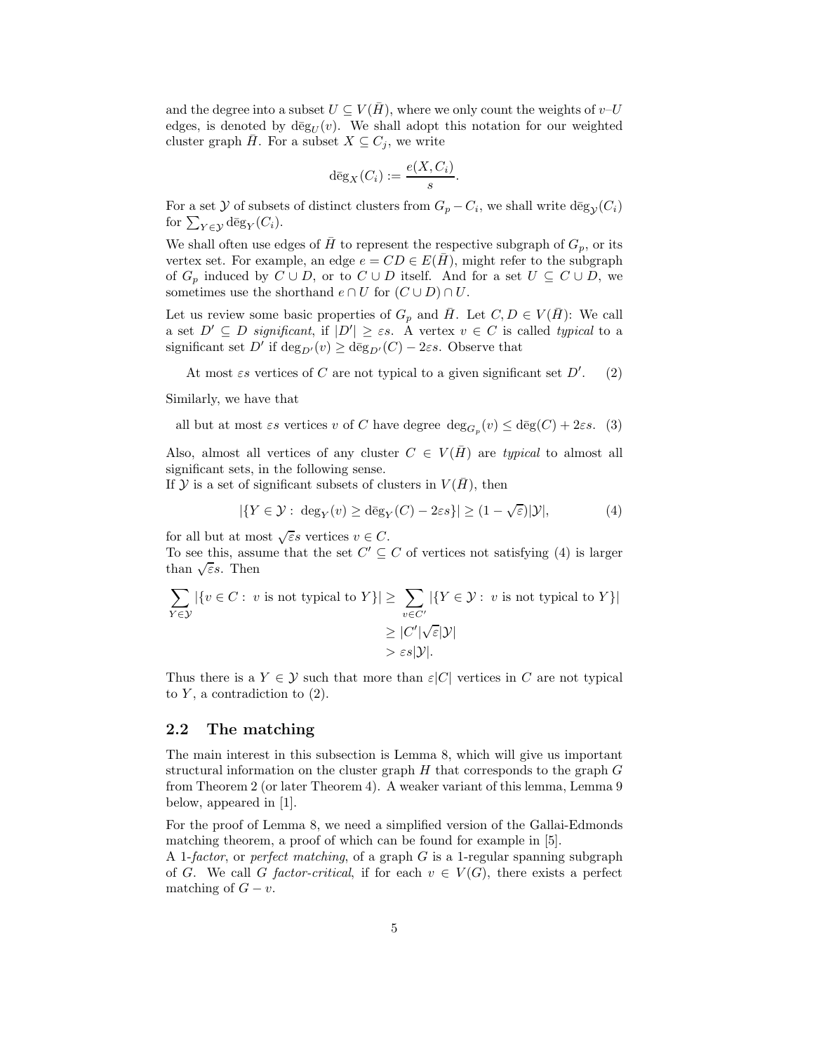and the degree into a subset $U \subseteq V(\bar{H})$, where we only count the weights of $v$–$U$ edges, is denoted by $\mathrm{d\bar{e}g}_U(v)$. We shall adopt this notation for our weighted cluster graph $\bar{H}$. For a subset $X \subseteq C_j$, we write

$$\mathrm{d\bar{e}g}_X(C_i) := \frac{e(X, C_i)}{s}.$$

For a set $\mathcal{Y}$ of subsets of distinct clusters from $G_p - C_i$, we shall write $\mathrm{d\bar{e}g}_{\mathcal{Y}}(C_i)$ for $\sum_{Y \in \mathcal{Y}} \mathrm{d\bar{e}g}_Y(C_i)$.

We shall often use edges of $\bar{H}$ to represent the respective subgraph of $G_p$, or its vertex set. For example, an edge $e = CD \in E(\bar{H})$, might refer to the subgraph of $G_p$ induced by $C \cup D$, or to $C \cup D$ itself. And for a set $U \subseteq C \cup D$, we sometimes use the shorthand $e \cap U$ for $(C \cup D) \cap U$.

Let us review some basic properties of $G_p$ and $\bar{H}$. Let $C, D \in V(\bar{H})$: We call a set $D' \subseteq D$ *significant*, if $|D'| \geq \varepsilon s$. A vertex $v \in C$ is called *typical* to a significant set $D'$ if $\deg_{D'}(v) \geq \mathrm{d\bar{e}g}_{D'}(C) - 2\varepsilon s$. Observe that

$$\text{At most } \varepsilon s \text{ vertices of } C \text{ are not typical to a given significant set } D'. \tag{2}$$

Similarly, we have that

$$\text{all but at most } \varepsilon s \text{ vertices } v \text{ of } C \text{ have degree } \deg_{G_p}(v) \leq \mathrm{d\bar{e}g}(C) + 2\varepsilon s. \tag{3}$$

Also, almost all vertices of any cluster $C \in V(\bar{H})$ are *typical* to almost all significant sets, in the following sense.
If $\mathcal{Y}$ is a set of significant subsets of clusters in $V(\bar{H})$, then

$$|\{Y \in \mathcal{Y} : \deg_Y(v) \geq \mathrm{d\bar{e}g}_Y(C) - 2\varepsilon s\}| \geq (1 - \sqrt{\varepsilon})|\mathcal{Y}|, \tag{4}$$

for all but at most $\sqrt{\varepsilon} s$ vertices $v \in C$.
To see this, assume that the set $C' \subseteq C$ of vertices not satisfying (4) is larger than $\sqrt{\varepsilon} s$. Then

$$\begin{aligned}
\sum_{Y \in \mathcal{Y}} |\{v \in C : v \text{ is not typical to } Y\}| &\geq \sum_{v \in C'} |\{Y \in \mathcal{Y} : v \text{ is not typical to } Y\}| \\
&\geq |C'|\sqrt{\varepsilon}|\mathcal{Y}| \\
&> \varepsilon s |\mathcal{Y}|.
\end{aligned}$$

Thus there is a $Y \in \mathcal{Y}$ such that more than $\varepsilon|C|$ vertices in $C$ are not typical to $Y$, a contradiction to (2).

## 2.2 The matching

The main interest in this subsection is Lemma 8, which will give us important structural information on the cluster graph $H$ that corresponds to the graph $G$ from Theorem 2 (or later Theorem 4). A weaker variant of this lemma, Lemma 9 below, appeared in [1].

For the proof of Lemma 8, we need a simplified version of the Gallai-Edmonds matching theorem, a proof of which can be found for example in [5].
A *1-factor*, or *perfect matching*, of a graph $G$ is a 1-regular spanning subgraph of $G$. We call $G$ *factor-critical*, if for each $v \in V(G)$, there exists a perfect matching of $G - v$.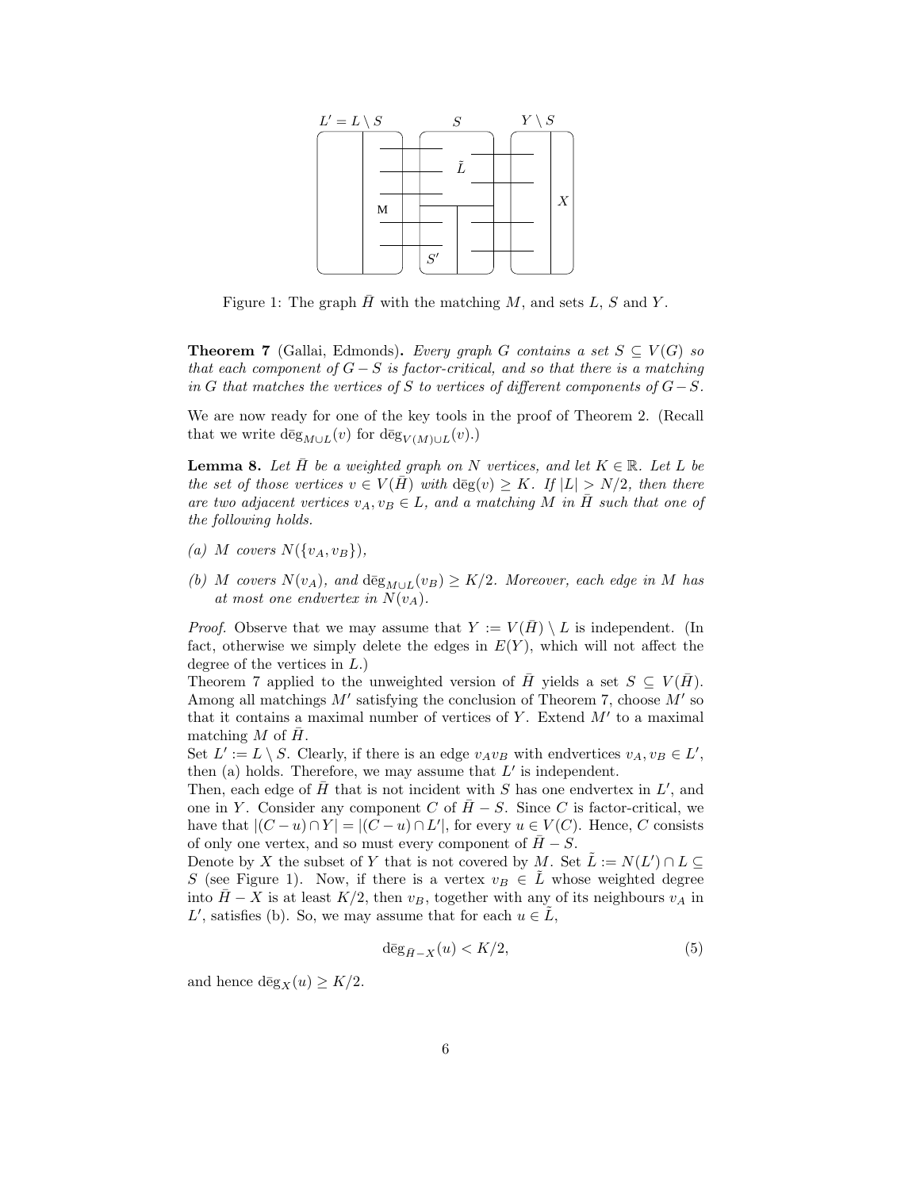$L' = L \setminus S$ $\quad$ $S$ $\quad$ $Y \setminus S$

$\tilde{L}$

M

$X$

$S'$

Figure 1: The graph $\bar{H}$ with the matching $M$, and sets $L$, $S$ and $Y$.

**Theorem 7** (Gallai, Edmonds)**.** *Every graph $G$ contains a set $S \subseteq V(G)$ so that each component of $G - S$ is factor-critical, and so that there is a matching in $G$ that matches the vertices of $S$ to vertices of different components of $G - S$.*

We are now ready for one of the key tools in the proof of Theorem 2. (Recall that we write $\bar{\deg}_{M \cup L}(v)$ for $\bar{\deg}_{V(M) \cup L}(v)$.)

**Lemma 8.** *Let $\bar{H}$ be a weighted graph on $N$ vertices, and let $K \in \mathbb{R}$. Let $L$ be the set of those vertices $v \in V(\bar{H})$ with $\bar{\deg}(v) \geq K$. If $|L| > N/2$, then there are two adjacent vertices $v_A, v_B \in L$, and a matching $M$ in $\bar{H}$ such that one of the following holds.*

*(a) $M$ covers $N(\{v_A, v_B\})$,*

*(b) $M$ covers $N(v_A)$, and $\bar{\deg}_{M \cup L}(v_B) \geq K/2$. Moreover, each edge in $M$ has at most one endvertex in $N(v_A)$.*

*Proof.* Observe that we may assume that $Y := V(\bar{H}) \setminus L$ is independent. (In fact, otherwise we simply delete the edges in $E(Y)$, which will not affect the degree of the vertices in $L$.)
Theorem 7 applied to the unweighted version of $\bar{H}$ yields a set $S \subseteq V(\bar{H})$. Among all matchings $M'$ satisfying the conclusion of Theorem 7, choose $M'$ so that it contains a maximal number of vertices of $Y$. Extend $M'$ to a maximal matching $M$ of $\bar{H}$.
Set $L' := L \setminus S$. Clearly, if there is an edge $v_A v_B$ with endvertices $v_A, v_B \in L'$, then (a) holds. Therefore, we may assume that $L'$ is independent.
Then, each edge of $\bar{H}$ that is not incident with $S$ has one endvertex in $L'$, and one in $Y$. Consider any component $C$ of $\bar{H} - S$. Since $C$ is factor-critical, we have that $|(C - u) \cap Y| = |(C - u) \cap L'|$, for every $u \in V(C)$. Hence, $C$ consists of only one vertex, and so must every component of $\bar{H} - S$.
Denote by $X$ the subset of $Y$ that is not covered by $M$. Set $\tilde{L} := N(L') \cap L \subseteq S$ (see Figure 1). Now, if there is a vertex $v_B \in \tilde{L}$ whose weighted degree into $\bar{H} - X$ is at least $K/2$, then $v_B$, together with any of its neighbours $v_A$ in $L'$, satisfies (b). So, we may assume that for each $u \in \tilde{L}$,

$$\bar{\deg}_{\bar{H} - X}(u) < K/2, \tag{5}$$

and hence $\bar{\deg}_X(u) \geq K/2$.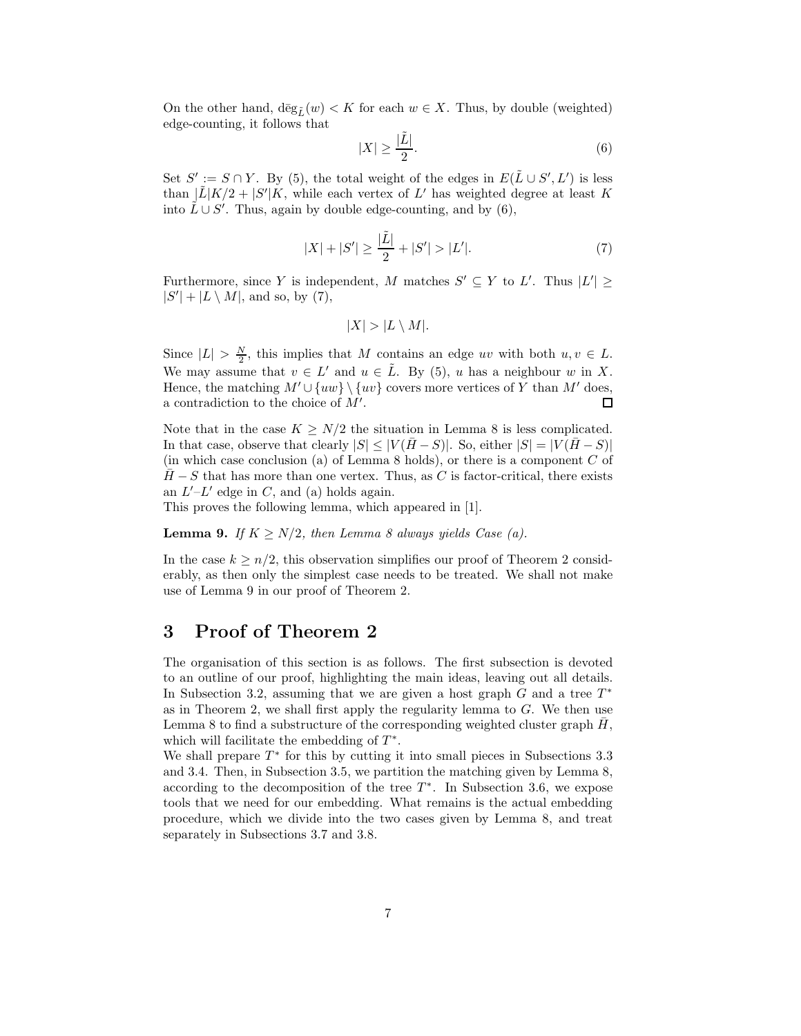On the other hand, $\bar{\deg}_{\tilde{L}}(w) < K$ for each $w \in X$. Thus, by double (weighted) edge-counting, it follows that

$$|X| \geq \frac{|\tilde{L}|}{2}. \tag{6}$$

Set $S' := S \cap Y$. By (5), the total weight of the edges in $E(\tilde{L} \cup S', L')$ is less than $|\tilde{L}|K/2 + |S'|K$, while each vertex of $L'$ has weighted degree at least $K$ into $\tilde{L} \cup S'$. Thus, again by double edge-counting, and by (6),

$$|X| + |S'| \geq \frac{|\tilde{L}|}{2} + |S'| > |L'|. \tag{7}$$

Furthermore, since $Y$ is independent, $M$ matches $S' \subseteq Y$ to $L'$. Thus $|L'| \geq |S'| + |L \setminus M|$, and so, by (7),

$$|X| > |L \setminus M|.$$

Since $|L| > \frac{N}{2}$, this implies that $M$ contains an edge $uv$ with both $u, v \in L$. We may assume that $v \in L'$ and $u \in \tilde{L}$. By (5), $u$ has a neighbour $w$ in $X$. Hence, the matching $M' \cup \{uw\} \setminus \{uv\}$ covers more vertices of $Y$ than $M'$ does, a contradiction to the choice of $M'$. □

Note that in the case $K \geq N/2$ the situation in Lemma 8 is less complicated. In that case, observe that clearly $|S| \leq |V(\bar{H} - S)|$. So, either $|S| = |V(\bar{H} - S)|$ (in which case conclusion (a) of Lemma 8 holds), or there is a component $C$ of $\bar{H} - S$ that has more than one vertex. Thus, as $C$ is factor-critical, there exists an $L'$–$L'$ edge in $C$, and (a) holds again.
This proves the following lemma, which appeared in [1].

**Lemma 9.** *If $K \geq N/2$, then Lemma 8 always yields Case (a).*

In the case $k \geq n/2$, this observation simplifies our proof of Theorem 2 considerably, as then only the simplest case needs to be treated. We shall not make use of Lemma 9 in our proof of Theorem 2.

# 3 Proof of Theorem 2

The organisation of this section is as follows. The first subsection is devoted to an outline of our proof, highlighting the main ideas, leaving out all details. In Subsection 3.2, assuming that we are given a host graph $G$ and a tree $T^*$ as in Theorem 2, we shall first apply the regularity lemma to $G$. We then use Lemma 8 to find a substructure of the corresponding weighted cluster graph $\bar{H}$, which will facilitate the embedding of $T^*$.
We shall prepare $T^*$ for this by cutting it into small pieces in Subsections 3.3 and 3.4. Then, in Subsection 3.5, we partition the matching given by Lemma 8, according to the decomposition of the tree $T^*$. In Subsection 3.6, we expose tools that we need for our embedding. What remains is the actual embedding procedure, which we divide into the two cases given by Lemma 8, and treat separately in Subsections 3.7 and 3.8.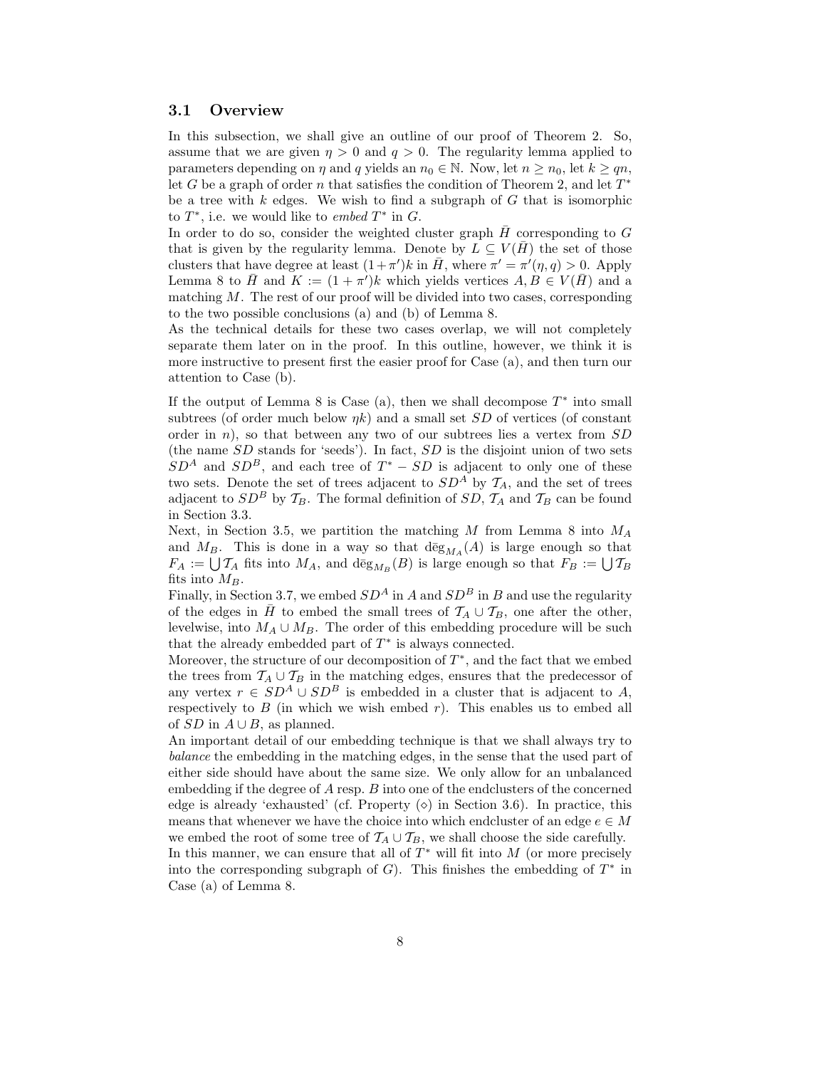### 3.1 Overview

In this subsection, we shall give an outline of our proof of Theorem 2. So, assume that we are given $\eta > 0$ and $q > 0$. The regularity lemma applied to parameters depending on $\eta$ and $q$ yields an $n_0 \in \mathbb{N}$. Now, let $n \geq n_0$, let $k \geq qn$, let $G$ be a graph of order $n$ that satisfies the condition of Theorem 2, and let $T^*$ be a tree with $k$ edges. We wish to find a subgraph of $G$ that is isomorphic to $T^*$, i.e. we would like to *embed* $T^*$ in $G$.

In order to do so, consider the weighted cluster graph $\bar{H}$ corresponding to $G$ that is given by the regularity lemma. Denote by $L \subseteq V(\bar{H})$ the set of those clusters that have degree at least $(1+\pi')k$ in $\bar{H}$, where $\pi' = \pi'(\eta, q) > 0$. Apply Lemma 8 to $\bar{H}$ and $K := (1+\pi')k$ which yields vertices $A, B \in V(\bar{H})$ and a matching $M$. The rest of our proof will be divided into two cases, corresponding to the two possible conclusions (a) and (b) of Lemma 8.

As the technical details for these two cases overlap, we will not completely separate them later on in the proof. In this outline, however, we think it is more instructive to present first the easier proof for Case (a), and then turn our attention to Case (b).

If the output of Lemma 8 is Case (a), then we shall decompose $T^*$ into small subtrees (of order much below $\eta k$) and a small set $SD$ of vertices (of constant order in $n$), so that between any two of our subtrees lies a vertex from $SD$ (the name $SD$ stands for 'seeds'). In fact, $SD$ is the disjoint union of two sets $SD^A$ and $SD^B$, and each tree of $T^* - SD$ is adjacent to only one of these two sets. Denote the set of trees adjacent to $SD^A$ by $\mathcal{T}_A$, and the set of trees adjacent to $SD^B$ by $\mathcal{T}_B$. The formal definition of $SD$, $\mathcal{T}_A$ and $\mathcal{T}_B$ can be found in Section 3.3.

Next, in Section 3.5, we partition the matching $M$ from Lemma 8 into $M_A$ and $M_B$. This is done in a way so that $\bar{\deg}_{M_A}(A)$ is large enough so that $F_A := \bigcup \mathcal{T}_A$ fits into $M_A$, and $\bar{\deg}_{M_B}(B)$ is large enough so that $F_B := \bigcup \mathcal{T}_B$ fits into $M_B$.

Finally, in Section 3.7, we embed $SD^A$ in $A$ and $SD^B$ in $B$ and use the regularity of the edges in $\bar{H}$ to embed the small trees of $\mathcal{T}_A \cup \mathcal{T}_B$, one after the other, levelwise, into $M_A \cup M_B$. The order of this embedding procedure will be such that the already embedded part of $T^*$ is always connected.

Moreover, the structure of our decomposition of $T^*$, and the fact that we embed the trees from $\mathcal{T}_A \cup \mathcal{T}_B$ in the matching edges, ensures that the predecessor of any vertex $r \in SD^A \cup SD^B$ is embedded in a cluster that is adjacent to $A$, respectively to $B$ (in which we wish embed $r$). This enables us to embed all of $SD$ in $A \cup B$, as planned.

An important detail of our embedding technique is that we shall always try to *balance* the embedding in the matching edges, in the sense that the used part of either side should have about the same size. We only allow for an unbalanced embedding if the degree of $A$ resp. $B$ into one of the endclusters of the concerned edge is already 'exhausted' (cf. Property ($\diamond$) in Section 3.6). In practice, this means that whenever we have the choice into which endcluster of an edge $e \in M$ we embed the root of some tree of $\mathcal{T}_A \cup \mathcal{T}_B$, we shall choose the side carefully.

In this manner, we can ensure that all of $T^*$ will fit into $M$ (or more precisely into the corresponding subgraph of $G$). This finishes the embedding of $T^*$ in Case (a) of Lemma 8.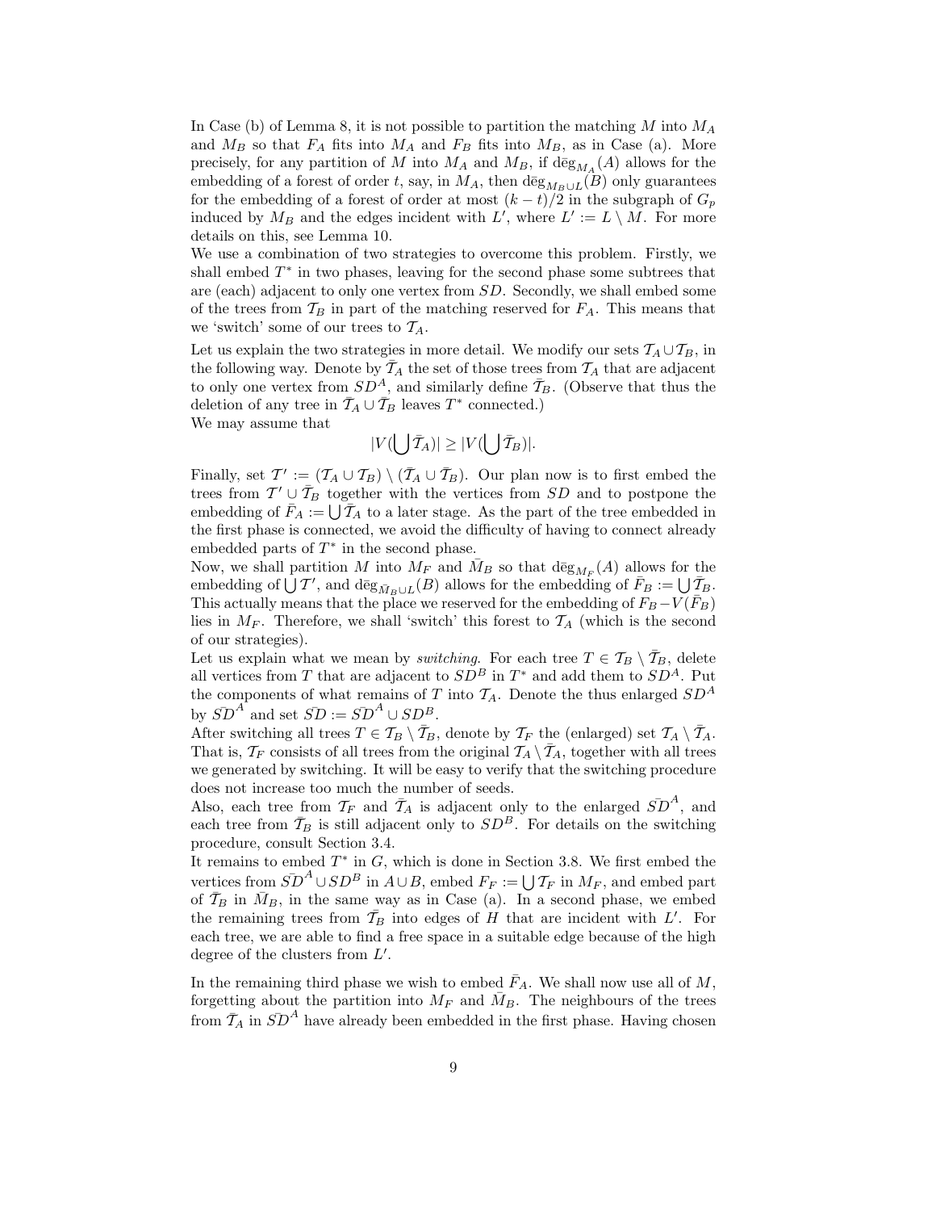In Case (b) of Lemma 8, it is not possible to partition the matching $M$ into $M_A$ and $M_B$ so that $F_A$ fits into $M_A$ and $F_B$ fits into $M_B$, as in Case (a). More precisely, for any partition of $M$ into $M_A$ and $M_B$, if $\bar{\deg}_{M_A}(A)$ allows for the embedding of a forest of order $t$, say, in $M_A$, then $\bar{\deg}_{M_B \cup L}(B)$ only guarantees for the embedding of a forest of order at most $(k-t)/2$ in the subgraph of $G_p$ induced by $M_B$ and the edges incident with $L'$, where $L' := L \setminus M$. For more details on this, see Lemma 10.

We use a combination of two strategies to overcome this problem. Firstly, we shall embed $T^*$ in two phases, leaving for the second phase some subtrees that are (each) adjacent to only one vertex from $SD$. Secondly, we shall embed some of the trees from $\mathcal{T}_B$ in part of the matching reserved for $F_A$. This means that we 'switch' some of our trees to $\mathcal{T}_A$.

Let us explain the two strategies in more detail. We modify our sets $\mathcal{T}_A \cup \mathcal{T}_B$, in the following way. Denote by $\bar{\mathcal{T}}_A$ the set of those trees from $\mathcal{T}_A$ that are adjacent to only one vertex from $SD^A$, and similarly define $\bar{\mathcal{T}}_B$. (Observe that thus the deletion of any tree in $\bar{\mathcal{T}}_A \cup \bar{\mathcal{T}}_B$ leaves $T^*$ connected.)

We may assume that

$$|V(\bigcup \bar{\mathcal{T}}_A)| \geq |V(\bigcup \bar{\mathcal{T}}_B)|.$$

Finally, set $\mathcal{T}' := (\mathcal{T}_A \cup \mathcal{T}_B) \setminus (\bar{\mathcal{T}}_A \cup \bar{\mathcal{T}}_B)$. Our plan now is to first embed the trees from $\mathcal{T}' \cup \bar{\mathcal{T}}_B$ together with the vertices from $SD$ and to postpone the embedding of $\bar{F}_A := \bigcup \bar{\mathcal{T}}_A$ to a later stage. As the part of the tree embedded in the first phase is connected, we avoid the difficulty of having to connect already embedded parts of $T^*$ in the second phase.

Now, we shall partition $M$ into $M_F$ and $\bar{M}_B$ so that $\bar{\deg}_{M_F}(A)$ allows for the embedding of $\bigcup \mathcal{T}'$, and $\bar{\deg}_{\bar{M}_B \cup L}(B)$ allows for the embedding of $\bar{F}_B := \bigcup \bar{\mathcal{T}}_B$. This actually means that the place we reserved for the embedding of $F_B - V(\bar{F}_B)$ lies in $M_F$. Therefore, we shall 'switch' this forest to $\mathcal{T}_A$ (which is the second of our strategies).

Let us explain what we mean by *switching*. For each tree $T \in \mathcal{T}_B \setminus \bar{\mathcal{T}}_B$, delete all vertices from $T$ that are adjacent to $SD^B$ in $T^*$ and add them to $SD^A$. Put the components of what remains of $T$ into $\mathcal{T}_A$. Denote the thus enlarged $SD^A$ by $\bar{SD}^A$ and set $\bar{SD} := \bar{SD}^A \cup SD^B$.

After switching all trees $T \in \mathcal{T}_B \setminus \bar{\mathcal{T}}_B$, denote by $\mathcal{T}_F$ the (enlarged) set $\mathcal{T}_A \setminus \bar{\mathcal{T}}_A$. That is, $\mathcal{T}_F$ consists of all trees from the original $\mathcal{T}_A \setminus \bar{\mathcal{T}}_A$, together with all trees we generated by switching. It will be easy to verify that the switching procedure does not increase too much the number of seeds.

Also, each tree from $\mathcal{T}_F$ and $\bar{\mathcal{T}}_A$ is adjacent only to the enlarged $\bar{SD}^A$, and each tree from $\bar{\mathcal{T}}_B$ is still adjacent only to $SD^B$. For details on the switching procedure, consult Section 3.4.

It remains to embed $T^*$ in $G$, which is done in Section 3.8. We first embed the vertices from $\bar{SD}^A \cup SD^B$ in $A \cup B$, embed $F_F := \bigcup \mathcal{T}_F$ in $M_F$, and embed part of $\bar{\mathcal{T}}_B$ in $\bar{M}_B$, in the same way as in Case (a). In a second phase, we embed the remaining trees from $\bar{\mathcal{T}}_B$ into edges of $H$ that are incident with $L'$. For each tree, we are able to find a free space in a suitable edge because of the high degree of the clusters from $L'$.

In the remaining third phase we wish to embed $\bar{F}_A$. We shall now use all of $M$, forgetting about the partition into $M_F$ and $\bar{M}_B$. The neighbours of the trees from $\bar{\mathcal{T}}_A$ in $\bar{SD}^A$ have already been embedded in the first phase. Having chosen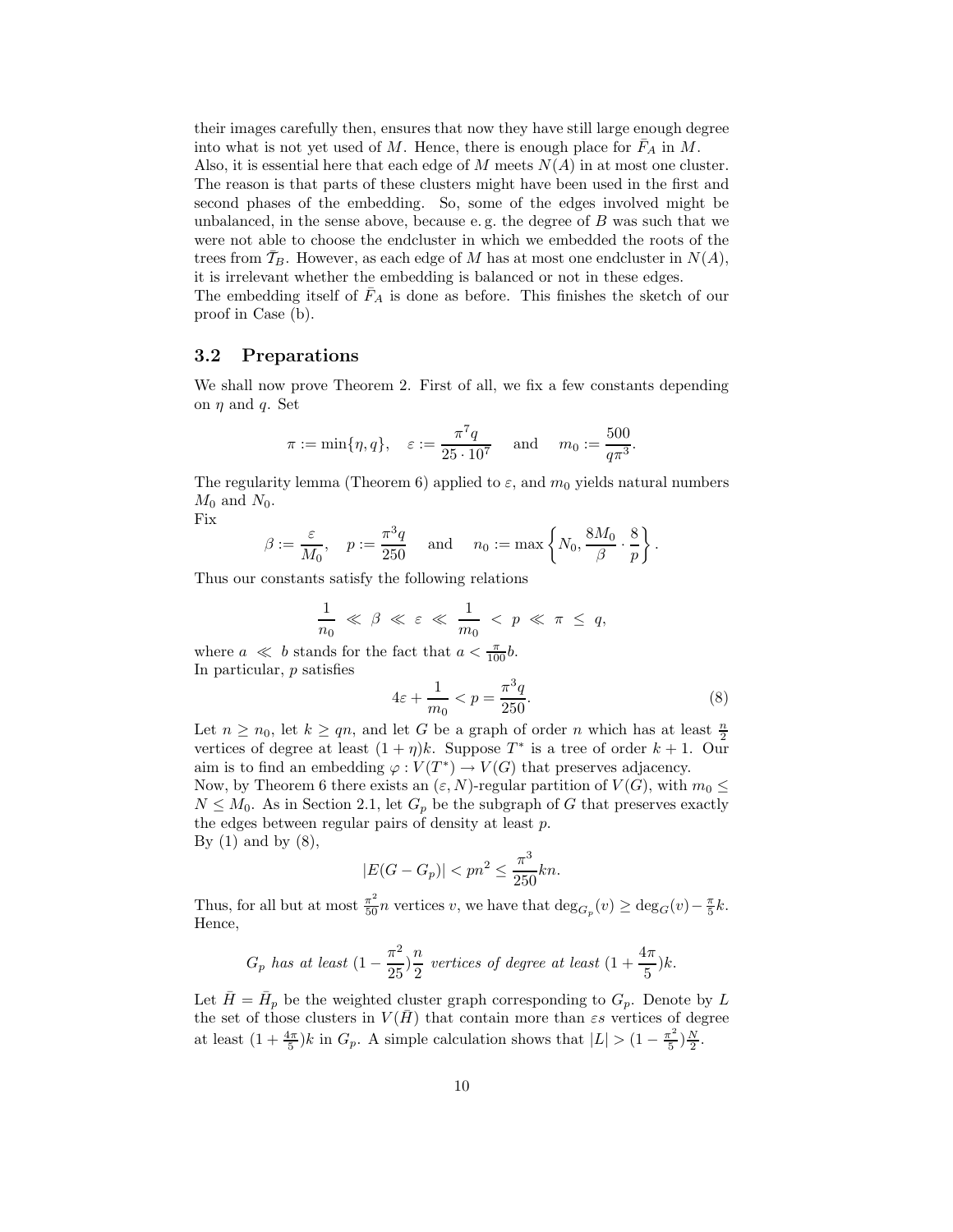their images carefully then, ensures that now they have still large enough degree into what is not yet used of $M$. Hence, there is enough place for $\bar{F}_A$ in $M$.
Also, it is essential here that each edge of $M$ meets $N(A)$ in at most one cluster. The reason is that parts of these clusters might have been used in the first and second phases of the embedding. So, some of the edges involved might be unbalanced, in the sense above, because e. g. the degree of $B$ was such that we were not able to choose the endcluster in which we embedded the roots of the trees from $\bar{\mathcal{T}}_B$. However, as each edge of $M$ has at most one endcluster in $N(A)$, it is irrelevant whether the embedding is balanced or not in these edges.
The embedding itself of $\bar{F}_A$ is done as before. This finishes the sketch of our proof in Case (b).

### 3.2 Preparations

We shall now prove Theorem 2. First of all, we fix a few constants depending on $\eta$ and $q$. Set

$$\pi := \min\{\eta, q\}, \quad \varepsilon := \frac{\pi^7 q}{25 \cdot 10^7} \quad \text{and} \quad m_0 := \frac{500}{q\pi^3}.$$

The regularity lemma (Theorem 6) applied to $\varepsilon$, and $m_0$ yields natural numbers $M_0$ and $N_0$.
Fix

$$\beta := \frac{\varepsilon}{M_0}, \quad p := \frac{\pi^3 q}{250} \quad \text{and} \quad n_0 := \max\left\{N_0, \frac{8M_0}{\beta} \cdot \frac{8}{p}\right\}.$$

Thus our constants satisfy the following relations

$$\frac{1}{n_0} \ll \beta \ll \varepsilon \ll \frac{1}{m_0} < p \ll \pi \leq q,$$

where $a \ll b$ stands for the fact that $a < \frac{\pi}{100} b$.
In particular, $p$ satisfies

$$4\varepsilon + \frac{1}{m_0} < p = \frac{\pi^3 q}{250}. \tag{8}$$

Let $n \geq n_0$, let $k \geq qn$, and let $G$ be a graph of order $n$ which has at least $\frac{n}{2}$ vertices of degree at least $(1+\eta)k$. Suppose $T^*$ is a tree of order $k+1$. Our aim is to find an embedding $\varphi : V(T^*) \to V(G)$ that preserves adjacency.
Now, by Theorem 6 there exists an $(\varepsilon, N)$-regular partition of $V(G)$, with $m_0 \leq N \leq M_0$. As in Section 2.1, let $G_p$ be the subgraph of $G$ that preserves exactly the edges between regular pairs of density at least $p$.
By (1) and by (8),

$$|E(G - G_p)| < pn^2 \leq \frac{\pi^3}{250} kn.$$

Thus, for all but at most $\frac{\pi^2}{50} n$ vertices $v$, we have that $\deg_{G_p}(v) \geq \deg_G(v) - \frac{\pi}{5} k$. Hence,

$$G_p \textit{ has at least } (1 - \frac{\pi^2}{25})\frac{n}{2} \textit{ vertices of degree at least } (1 + \frac{4\pi}{5})k.$$

Let $\bar{H} = \bar{H}_p$ be the weighted cluster graph corresponding to $G_p$. Denote by $L$ the set of those clusters in $V(\bar{H})$ that contain more than $\varepsilon s$ vertices of degree at least $(1 + \frac{4\pi}{5})k$ in $G_p$. A simple calculation shows that $|L| > (1 - \frac{\pi^2}{5})\frac{N}{2}$.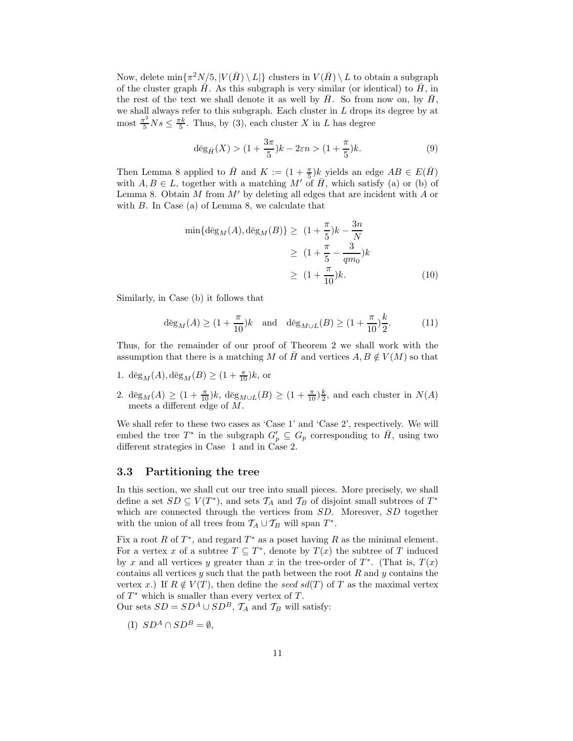Now, delete $\min\{\pi^2 N/5, |V(\bar{H}) \setminus L|\}$ clusters in $V(\bar{H}) \setminus L$ to obtain a subgraph of the cluster graph $\bar{H}$. As this subgraph is very similar (or identical) to $\bar{H}$, in the rest of the text we shall denote it as well by $\bar{H}$. So from now on, by $\bar{H}$, we shall always refer to this subgraph. Each cluster in $L$ drops its degree by at most $\frac{\pi^2}{5} Ns \leq \frac{\pi k}{5}$. Thus, by (3), each cluster $X$ in $L$ has degree

$$\bar{\deg}_{\bar{H}}(X) > (1 + \frac{3\pi}{5})k - 2\varepsilon n > (1 + \frac{\pi}{5})k. \tag{9}$$

Then Lemma 8 applied to $\bar{H}$ and $K := (1 + \frac{\pi}{5})k$ yields an edge $AB \in E(\bar{H})$ with $A, B \in L$, together with a matching $M'$ of $\bar{H}$, which satisfy (a) or (b) of Lemma 8. Obtain $M$ from $M'$ by deleting all edges that are incident with $A$ or with $B$. In Case (a) of Lemma 8, we calculate that

$$\begin{aligned}
\min\{\bar{\deg}_M(A), \bar{\deg}_M(B)\} &\geq (1 + \frac{\pi}{5})k - \frac{3n}{N} \\
&\geq (1 + \frac{\pi}{5} - \frac{3}{qm_0})k \\
&\geq (1 + \frac{\pi}{10})k.
\end{aligned} \tag{10}$$

Similarly, in Case (b) it follows that

$$\bar{\deg}_M(A) \geq (1 + \frac{\pi}{10})k \quad \text{and} \quad \bar{\deg}_{M \cup L}(B) \geq (1 + \frac{\pi}{10})\frac{k}{2}. \tag{11}$$

Thus, for the remainder of our proof of Theorem 2 we shall work with the assumption that there is a matching $M$ of $\bar{H}$ and vertices $A, B \notin V(M)$ so that

1. $\bar{\deg}_M(A), \bar{\deg}_M(B) \geq (1 + \frac{\pi}{10})k$, or
2. $\bar{\deg}_M(A) \geq (1 + \frac{\pi}{10})k$, $\bar{\deg}_{M \cup L}(B) \geq (1 + \frac{\pi}{10})\frac{k}{2}$, and each cluster in $N(A)$ meets a different edge of $M$.

We shall refer to these two cases as 'Case 1' and 'Case 2', respectively. We will embed the tree $T^*$ in the subgraph $G'_p \subseteq G_p$ corresponding to $\bar{H}$, using two different strategies in Case 1 and in Case 2.

### 3.3 Partitioning the tree

In this section, we shall cut our tree into small pieces. More precisely, we shall define a set $SD \subseteq V(T^*)$, and sets $\mathcal{T}_A$ and $\mathcal{T}_B$ of disjoint small subtrees of $T^*$ which are connected through the vertices from $SD$. Moreover, $SD$ together with the union of all trees from $\mathcal{T}_A \cup \mathcal{T}_B$ will span $T^*$.

Fix a root $R$ of $T^*$, and regard $T^*$ as a poset having $R$ as the minimal element. For a vertex $x$ of a subtree $T \subseteq T^*$, denote by $T(x)$ the subtree of $T$ induced by $x$ and all vertices $y$ greater than $x$ in the tree-order of $T^*$. (That is, $T(x)$ contains all vertices $y$ such that the path between the root $R$ and $y$ contains the vertex $x$.) If $R \notin V(T)$, then define the *seed* $sd(T)$ of $T$ as the maximal vertex of $T^*$ which is smaller than every vertex of $T$.
Our sets $SD = SD^A \cup SD^B$, $\mathcal{T}_A$ and $\mathcal{T}_B$ will satisfy:

(I) $SD^A \cap SD^B = \emptyset$,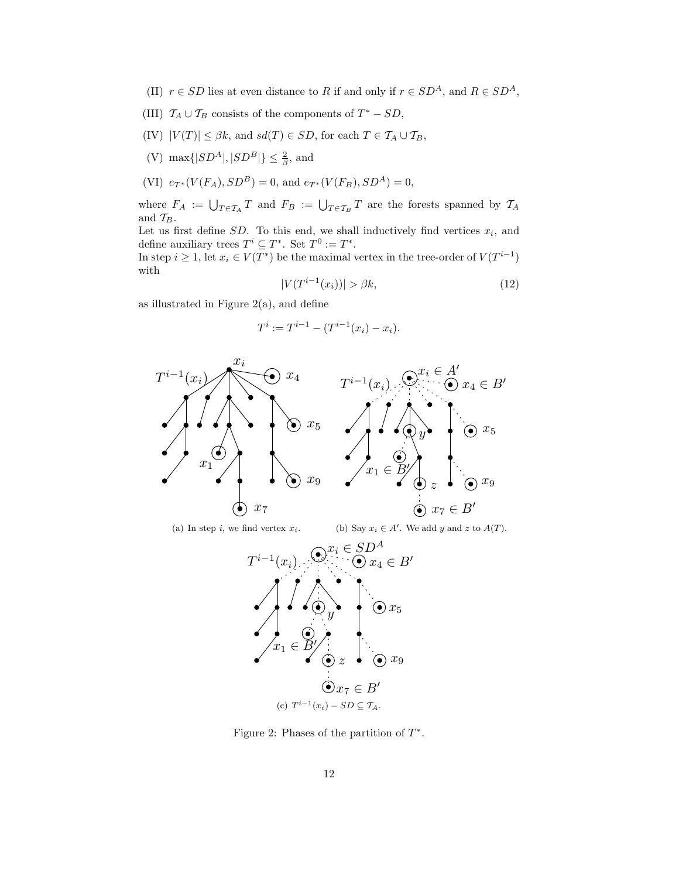(II) $r \in SD$ lies at even distance to $R$ if and only if $r \in SD^A$, and $R \in SD^A$,

(III) $\mathcal{T}_A \cup \mathcal{T}_B$ consists of the components of $T^* - SD$,

(IV) $|V(T)| \leq \beta k$, and $sd(T) \in SD$, for each $T \in \mathcal{T}_A \cup \mathcal{T}_B$,

(V) $\max\{|SD^A|, |SD^B|\} \leq \frac{2}{\beta}$, and

(VI) $e_{T^*}(V(F_A), SD^B) = 0$, and $e_{T^*}(V(F_B), SD^A) = 0$,

where $F_A := \bigcup_{T \in \mathcal{T}_A} T$ and $F_B := \bigcup_{T \in \mathcal{T}_B} T$ are the forests spanned by $\mathcal{T}_A$ and $\mathcal{T}_B$.

Let us first define $SD$. To this end, we shall inductively find vertices $x_i$, and define auxiliary trees $T^i \subseteq T^*$. Set $T^0 := T^*$.

In step $i \geq 1$, let $x_i \in V(T^*)$ be the maximal vertex in the tree-order of $V(T^{i-1})$ with

$$|V(T^{i-1}(x_i))| > \beta k, \tag{12}$$

as illustrated in Figure 2(a), and define

$$T^i := T^{i-1} - (T^{i-1}(x_i) - x_i).$$

$T^{i-1}(x_i)$
$x_i$
$x_4$
$x_5$
$x_1$
$x_9$
$x_7$

(a) In step $i$, we find vertex $x_i$.

$T^{i-1}(x_i)$
$x_i \in A'$
$x_4 \in B'$
$x_5$
$y$
$x_1 \in B'$
$z$
$x_9$
$x_7 \in B'$

(b) Say $x_i \in A'$. We add $y$ and $z$ to $A(T)$.

$T^{i-1}(x_i)$
$x_i \in SD^A$
$x_4 \in B'$
$x_5$
$y$
$x_1 \in B'$
$z$
$x_9$
$x_7 \in B'$

(c) $T^{i-1}(x_i) - SD \subseteq \mathcal{T}_A$.

Figure 2: Phases of the partition of $T^*$.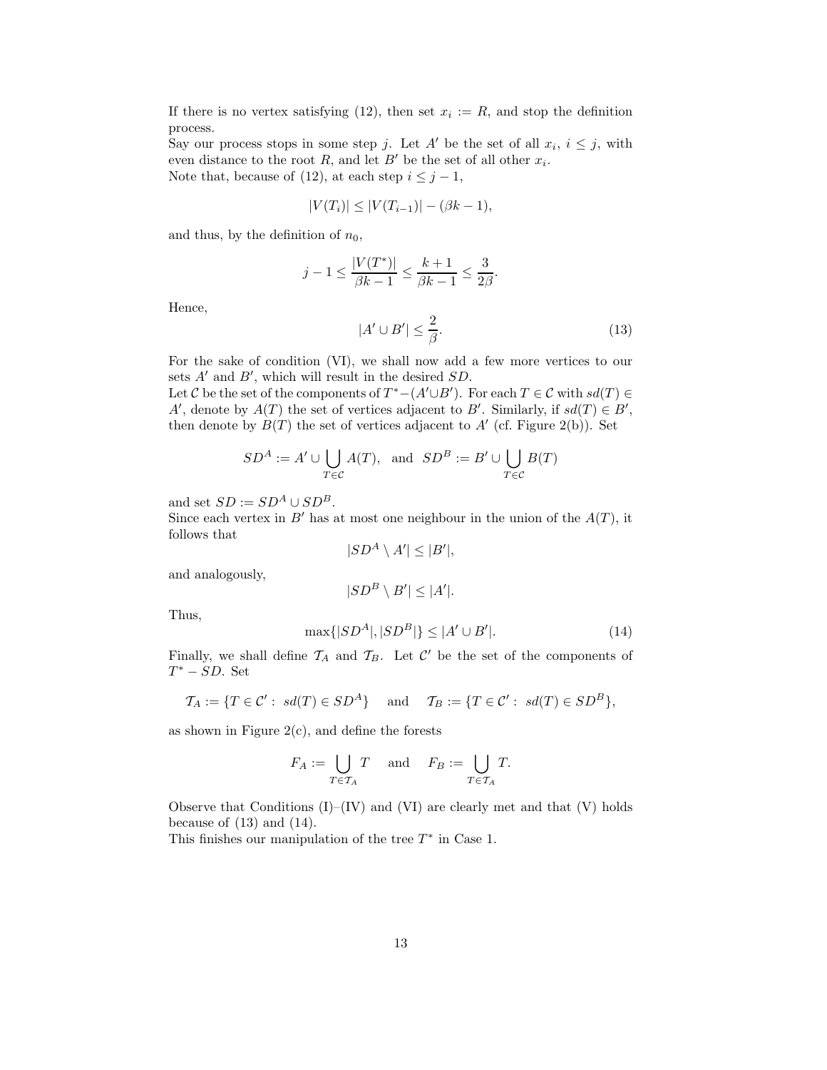If there is no vertex satisfying (12), then set $x_i := R$, and stop the definition process.

Say our process stops in some step $j$. Let $A'$ be the set of all $x_i$, $i \leq j$, with even distance to the root $R$, and let $B'$ be the set of all other $x_i$.

Note that, because of (12), at each step $i \leq j-1$,

$$|V(T_i)| \leq |V(T_{i-1})| - (\beta k - 1),$$

and thus, by the definition of $n_0$,

$$j - 1 \leq \frac{|V(T^*)|}{\beta k - 1} \leq \frac{k+1}{\beta k - 1} \leq \frac{3}{2\beta}.$$

Hence,

$$|A' \cup B'| \leq \frac{2}{\beta}. \tag{13}$$

For the sake of condition (VI), we shall now add a few more vertices to our sets $A'$ and $B'$, which will result in the desired $SD$.

Let $\mathcal{C}$ be the set of the components of $T^* - (A' \cup B')$. For each $T \in \mathcal{C}$ with $sd(T) \in A'$, denote by $A(T)$ the set of vertices adjacent to $B'$. Similarly, if $sd(T) \in B'$, then denote by $B(T)$ the set of vertices adjacent to $A'$ (cf. Figure 2(b)). Set

$$SD^A := A' \cup \bigcup_{T \in \mathcal{C}} A(T), \quad \text{and} \quad SD^B := B' \cup \bigcup_{T \in \mathcal{C}} B(T)$$

and set $SD := SD^A \cup SD^B$.

Since each vertex in $B'$ has at most one neighbour in the union of the $A(T)$, it follows that

$$|SD^A \setminus A'| \leq |B'|,$$

and analogously,

$$|SD^B \setminus B'| \leq |A'|.$$

Thus,

$$\max\{|SD^A|, |SD^B|\} \leq |A' \cup B'|. \tag{14}$$

Finally, we shall define $\mathcal{T}_A$ and $\mathcal{T}_B$. Let $\mathcal{C}'$ be the set of the components of $T^* - SD$. Set

$$\mathcal{T}_A := \{T \in \mathcal{C}' : \ sd(T) \in SD^A\} \quad \text{and} \quad \mathcal{T}_B := \{T \in \mathcal{C}' : \ sd(T) \in SD^B\},$$

as shown in Figure 2(c), and define the forests

$$F_A := \bigcup_{T \in \mathcal{T}_A} T \quad \text{and} \quad F_B := \bigcup_{T \in \mathcal{T}_A} T.$$

Observe that Conditions (I)–(IV) and (VI) are clearly met and that (V) holds because of (13) and (14).

This finishes our manipulation of the tree $T^*$ in Case 1.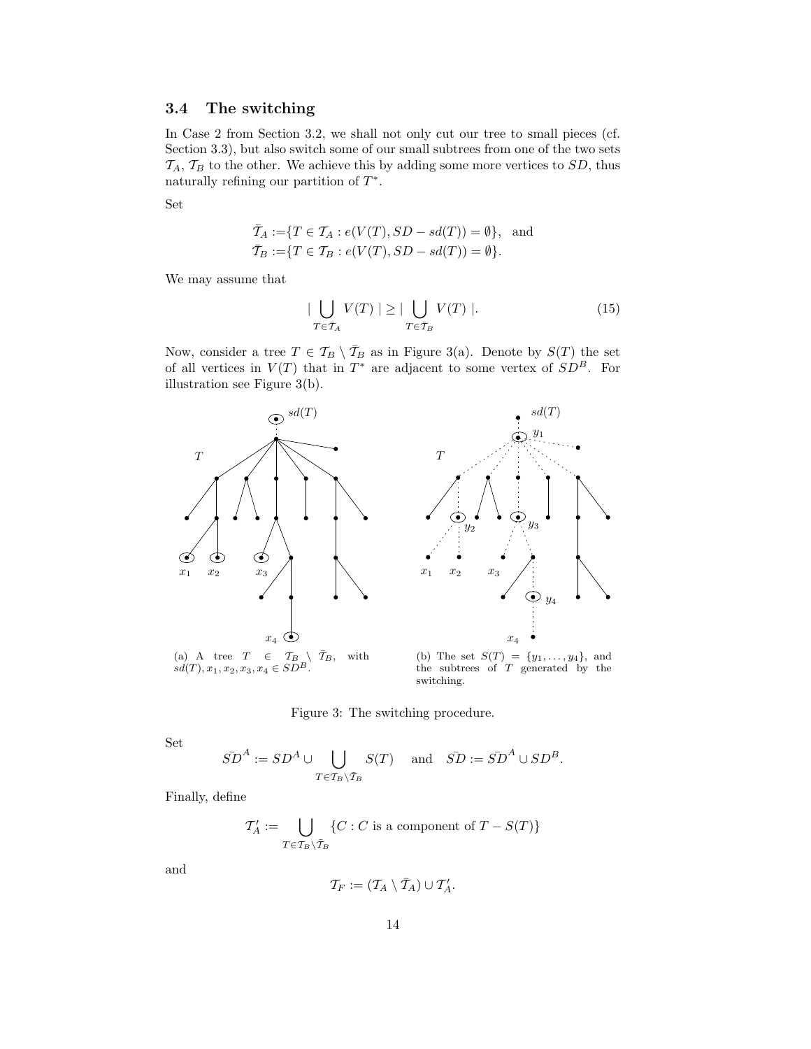### 3.4 The switching

In Case 2 from Section 3.2, we shall not only cut our tree to small pieces (cf. Section 3.3), but also switch some of our small subtrees from one of the two sets $\mathcal{T}_A$, $\mathcal{T}_B$ to the other. We achieve this by adding some more vertices to $SD$, thus naturally refining our partition of $T^*$.

Set

$$\bar{\mathcal{T}}_A := \{T \in \mathcal{T}_A : e(V(T), SD - sd(T)) = \emptyset\}, \quad \text{and}$$
$$\bar{\mathcal{T}}_B := \{T \in \mathcal{T}_B : e(V(T), SD - sd(T)) = \emptyset\}.$$

We may assume that

$$|\bigcup_{T \in \bar{\mathcal{T}}_A} V(T)| \geq |\bigcup_{T \in \bar{\mathcal{T}}_B} V(T)|. \tag{15}$$

Now, consider a tree $T \in \mathcal{T}_B \setminus \bar{\mathcal{T}}_B$ as in Figure 3(a). Denote by $S(T)$ the set of all vertices in $V(T)$ that in $T^*$ are adjacent to some vertex of $SD^B$. For illustration see Figure 3(b).

$sd(T)$
$T$
$x_1$ $x_2$ $x_3$
$x_4$

(a) A tree $T \in \mathcal{T}_B \setminus \bar{\mathcal{T}}_B$, with $sd(T), x_1, x_2, x_3, x_4 \in SD^B$.

$sd(T)$
$y_1$
$T$
$y_2$ $y_3$
$x_1$ $x_2$ $x_3$
$y_4$
$x_4$

(b) The set $S(T) = \{y_1, \dots, y_4\}$, and the subtrees of $T$ generated by the switching.

Figure 3: The switching procedure.

Set

$$\bar{SD}^A := SD^A \cup \bigcup_{T \in \mathcal{T}_B \setminus \bar{\mathcal{T}}_B} S(T) \quad \text{and} \quad \bar{SD} := \bar{SD}^A \cup SD^B.$$

Finally, define

$$\mathcal{T}'_A := \bigcup_{T \in \mathcal{T}_B \setminus \bar{\mathcal{T}}_B} \{C : C \text{ is a component of } T - S(T)\}$$

and

$$\mathcal{T}_F := (\mathcal{T}_A \setminus \bar{\mathcal{T}}_A) \cup \mathcal{T}'_A.$$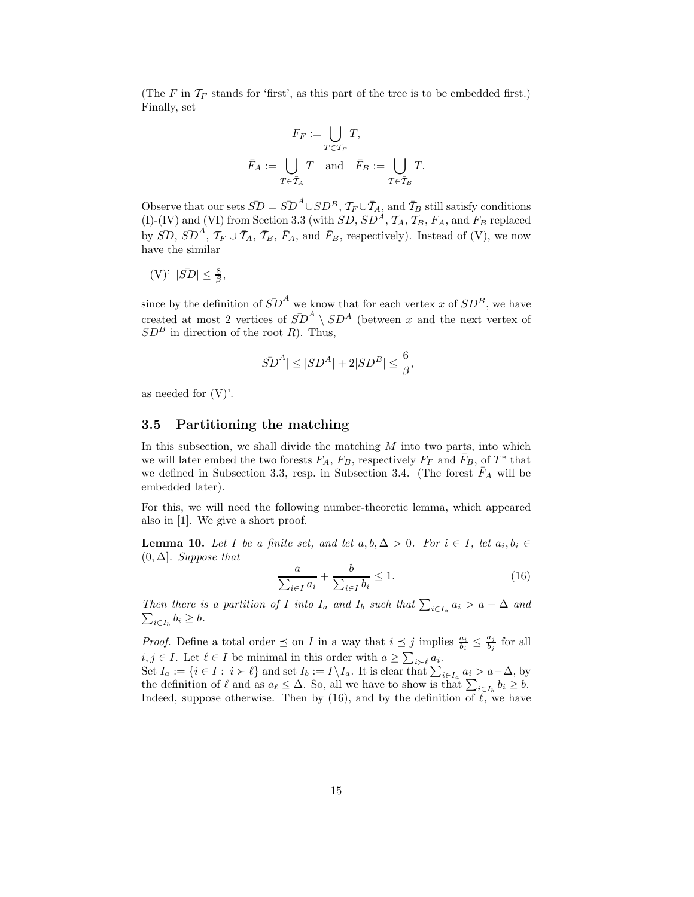(The $F$ in $\mathcal{T}_F$ stands for 'first', as this part of the tree is to be embedded first.) Finally, set

$$F_F := \bigcup_{T \in \mathcal{T}_F} T,$$

$$\bar{F}_A := \bigcup_{T \in \bar{\mathcal{T}}_A} T \quad \text{and} \quad \bar{F}_B := \bigcup_{T \in \bar{\mathcal{T}}_B} T.$$

Observe that our sets $\bar{SD} = \bar{SD}^A \cup SD^B$, $\mathcal{T}_F \cup \bar{\mathcal{T}}_A$, and $\bar{\mathcal{T}}_B$ still satisfy conditions (I)-(IV) and (VI) from Section 3.3 (with $SD$, $SD^A$, $\mathcal{T}_A$, $\mathcal{T}_B$, $F_A$, and $F_B$ replaced by $\bar{SD}$, $\bar{SD}^A$, $\mathcal{T}_F \cup \bar{\mathcal{T}}_A$, $\bar{\mathcal{T}}_B$, $\bar{F}_A$, and $\bar{F}_B$, respectively). Instead of (V), we now have the similar

(V)' $|\bar{SD}| \leq \frac{8}{\beta}$,

since by the definition of $\bar{SD}^A$ we know that for each vertex $x$ of $SD^B$, we have created at most 2 vertices of $\bar{SD}^A \setminus SD^A$ (between $x$ and the next vertex of $SD^B$ in direction of the root $R$). Thus,

$$|\bar{SD}^A| \leq |SD^A| + 2|SD^B| \leq \frac{6}{\beta},$$

as needed for (V)'.

### 3.5 Partitioning the matching

In this subsection, we shall divide the matching $M$ into two parts, into which we will later embed the two forests $F_A$, $F_B$, respectively $F_F$ and $\bar{F}_B$, of $T^*$ that we defined in Subsection 3.3, resp. in Subsection 3.4. (The forest $\bar{F}_A$ will be embedded later).

For this, we will need the following number-theoretic lemma, which appeared also in [1]. We give a short proof.

**Lemma 10.** *Let $I$ be a finite set, and let $a, b, \Delta > 0$. For $i \in I$, let $a_i, b_i \in (0, \Delta]$. Suppose that*

$$\frac{a}{\sum_{i \in I} a_i} + \frac{b}{\sum_{i \in I} b_i} \leq 1. \tag{16}$$

*Then there is a partition of $I$ into $I_a$ and $I_b$ such that $\sum_{i \in I_a} a_i > a - \Delta$ and $\sum_{i \in I_b} b_i \geq b$.*

*Proof.* Define a total order $\preceq$ on $I$ in a way that $i \preceq j$ implies $\frac{a_i}{b_i} \leq \frac{a_j}{b_j}$ for all $i, j \in I$. Let $\ell \in I$ be minimal in this order with $a \geq \sum_{i \succ \ell} a_i$.
Set $I_a := \{i \in I : \, i \succ \ell\}$ and set $I_b := I \setminus I_a$. It is clear that $\sum_{i \in I_a} a_i > a - \Delta$, by the definition of $\ell$ and as $a_\ell \leq \Delta$. So, all we have to show is that $\sum_{i \in I_b} b_i \geq b$. Indeed, suppose otherwise. Then by (16), and by the definition of $\ell$, we have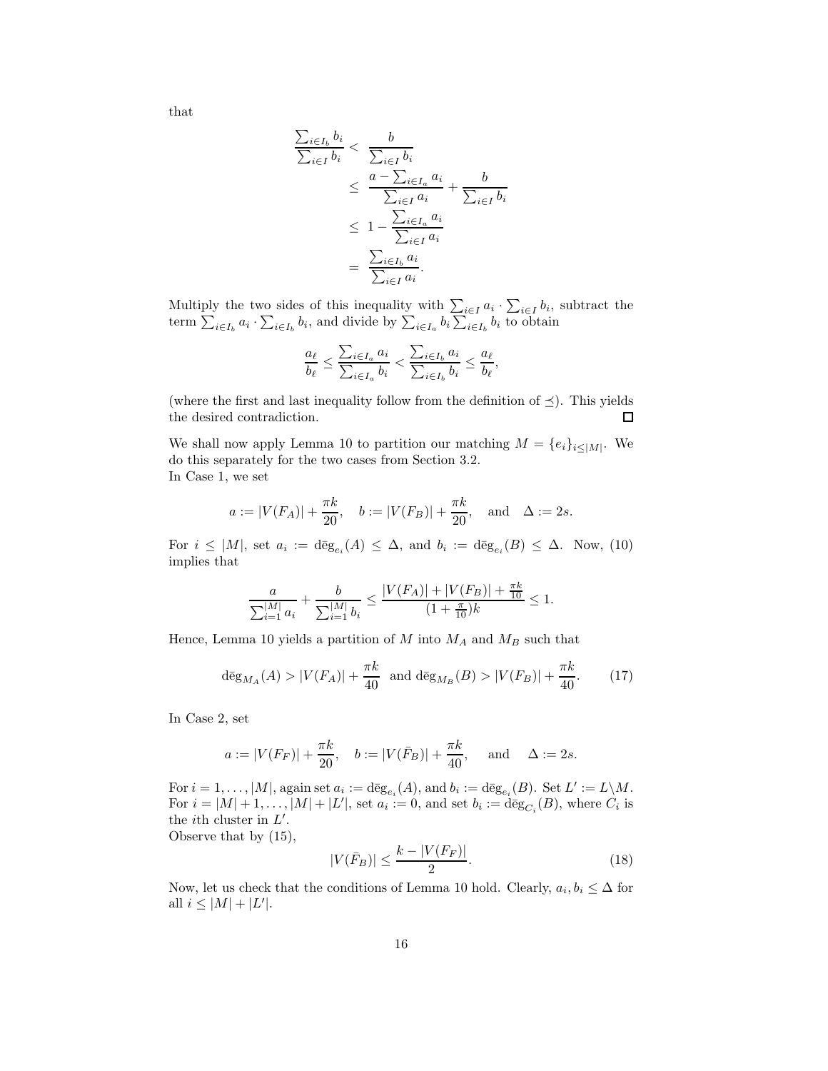that

$$\begin{aligned}
\frac{\sum_{i\in I_b} b_i}{\sum_{i\in I} b_i} <&\ \frac{b}{\sum_{i\in I} b_i} \\
\leq&\ \frac{a-\sum_{i\in I_a} a_i}{\sum_{i\in I} a_i} + \frac{b}{\sum_{i\in I} b_i} \\
\leq&\ 1 - \frac{\sum_{i\in I_a} a_i}{\sum_{i\in I} a_i} \\
=&\ \frac{\sum_{i\in I_b} a_i}{\sum_{i\in I} a_i}.
\end{aligned}$$

Multiply the two sides of this inequality with $\sum_{i\in I} a_i \cdot \sum_{i\in I} b_i$, subtract the term $\sum_{i\in I_b} a_i \cdot \sum_{i\in I_b} b_i$, and divide by $\sum_{i\in I_a} b_i \sum_{i\in I_b} b_i$ to obtain

$$\frac{a_\ell}{b_\ell} \leq \frac{\sum_{i\in I_a} a_i}{\sum_{i\in I_a} b_i} < \frac{\sum_{i\in I_b} a_i}{\sum_{i\in I_b} b_i} \leq \frac{a_\ell}{b_\ell},$$

(where the first and last inequality follow from the definition of $\preceq$). This yields the desired contradiction. □

We shall now apply Lemma 10 to partition our matching $M = \{e_i\}_{i\leq |M|}$. We do this separately for the two cases from Section 3.2.
In Case 1, we set

$$a := |V(F_A)| + \frac{\pi k}{20}, \quad b := |V(F_B)| + \frac{\pi k}{20}, \quad \text{and} \quad \Delta := 2s.$$

For $i \leq |M|$, set $a_i := \bar{\deg}_{e_i}(A) \leq \Delta$, and $b_i := \bar{\deg}_{e_i}(B) \leq \Delta$. Now, (10) implies that

$$\frac{a}{\sum_{i=1}^{|M|} a_i} + \frac{b}{\sum_{i=1}^{|M|} b_i} \leq \frac{|V(F_A)| + |V(F_B)| + \frac{\pi k}{10}}{(1+\frac{\pi}{10})k} \leq 1.$$

Hence, Lemma 10 yields a partition of $M$ into $M_A$ and $M_B$ such that

$$\bar{\deg}_{M_A}(A) > |V(F_A)| + \frac{\pi k}{40} \ \text{ and } \bar{\deg}_{M_B}(B) > |V(F_B)| + \frac{\pi k}{40}. \tag{17}$$

In Case 2, set

$$a := |V(F_F)| + \frac{\pi k}{20}, \quad b := |V(\bar{F}_B)| + \frac{\pi k}{40}, \quad \text{and} \quad \Delta := 2s.$$

For $i = 1, \ldots, |M|$, again set $a_i := \bar{\deg}_{e_i}(A)$, and $b_i := \bar{\deg}_{e_i}(B)$. Set $L' := L \setminus M$. For $i = |M|+1, \ldots, |M|+|L'|$, set $a_i := 0$, and set $b_i := \bar{\deg}_{C_i}(B)$, where $C_i$ is the $i$th cluster in $L'$.
Observe that by (15),

$$|V(\bar{F}_B)| \leq \frac{k - |V(F_F)|}{2}. \tag{18}$$

Now, let us check that the conditions of Lemma 10 hold. Clearly, $a_i, b_i \leq \Delta$ for all $i \leq |M| + |L'|$.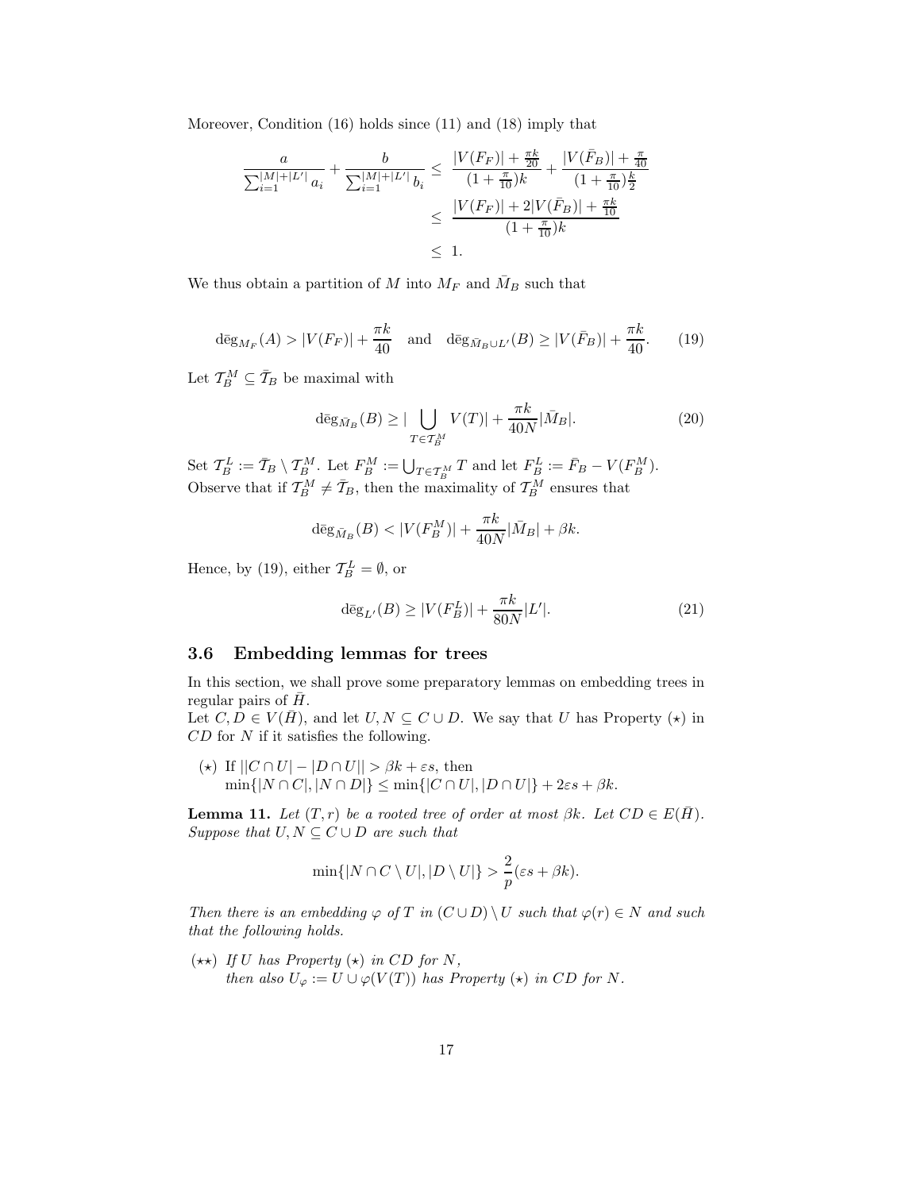Moreover, Condition (16) holds since (11) and (18) imply that

$$
\begin{aligned}
\frac{a}{\sum_{i=1}^{|M|+|L'|} a_i} + \frac{b}{\sum_{i=1}^{|M|+|L'|} b_i} &\leq \frac{|V(F_F)| + \frac{\pi k}{20}}{(1+\frac{\pi}{10})k} + \frac{|V(\bar{F}_B)| + \frac{\pi}{40}}{(1+\frac{\pi}{10})\frac{k}{2}} \\
&\leq \frac{|V(F_F)| + 2|V(\bar{F}_B)| + \frac{\pi k}{10}}{(1+\frac{\pi}{10})k} \\
&\leq 1.
\end{aligned}
$$

We thus obtain a partition of $M$ into $M_F$ and $\bar{M}_B$ such that

$$
\bar{\deg}_{M_F}(A) > |V(F_F)| + \frac{\pi k}{40} \quad \text{and} \quad \bar{\deg}_{\bar{M}_B \cup L'}(B) \geq |V(\bar{F}_B)| + \frac{\pi k}{40}. \tag{19}
$$

Let $\mathcal{T}_B^M \subseteq \bar{\mathcal{T}}_B$ be maximal with

$$
\bar{\deg}_{\bar{M}_B}(B) \geq |\bigcup_{T \in \mathcal{T}_B^M} V(T)| + \frac{\pi k}{40N}|\bar{M}_B|. \tag{20}
$$

Set $\mathcal{T}_B^L := \bar{\mathcal{T}}_B \setminus \mathcal{T}_B^M$. Let $F_B^M := \bigcup_{T \in \mathcal{T}_B^M} T$ and let $F_B^L := \bar{F}_B - V(F_B^M)$. Observe that if $\mathcal{T}_B^M \neq \bar{\mathcal{T}}_B$, then the maximality of $\mathcal{T}_B^M$ ensures that

$$
\bar{\deg}_{\bar{M}_B}(B) < |V(F_B^M)| + \frac{\pi k}{40N}|\bar{M}_B| + \beta k.
$$

Hence, by (19), either $\mathcal{T}_B^L = \emptyset$, or

$$
\bar{\deg}_{L'}(B) \geq |V(F_B^L)| + \frac{\pi k}{80N}|L'|. \tag{21}
$$

### 3.6 Embedding lemmas for trees

In this section, we shall prove some preparatory lemmas on embedding trees in regular pairs of $\bar{H}$.

Let $C, D \in V(\bar{H})$, and let $U, N \subseteq C \cup D$. We say that $U$ has Property $(\star)$ in $CD$ for $N$ if it satisfies the following.

$(\star)$ If $||C \cap U| - |D \cap U|| > \beta k + \varepsilon s$, then
$\min\{|N \cap C|, |N \cap D|\} \leq \min\{|C \cap U|, |D \cap U|\} + 2\varepsilon s + \beta k$.

**Lemma 11.** *Let $(T, r)$ be a rooted tree of order at most $\beta k$. Let $CD \in E(\bar{H})$. Suppose that $U, N \subseteq C \cup D$ are such that*

$$
\min\{|N \cap C \setminus U|, |D \setminus U|\} > \frac{2}{p}(\varepsilon s + \beta k).
$$

*Then there is an embedding $\varphi$ of $T$ in $(C \cup D) \setminus U$ such that $\varphi(r) \in N$ and such that the following holds.*

$(\star\star)$ *If $U$ has Property $(\star)$ in $CD$ for $N$,*
*then also $U_\varphi := U \cup \varphi(V(T))$ has Property $(\star)$ in $CD$ for $N$.*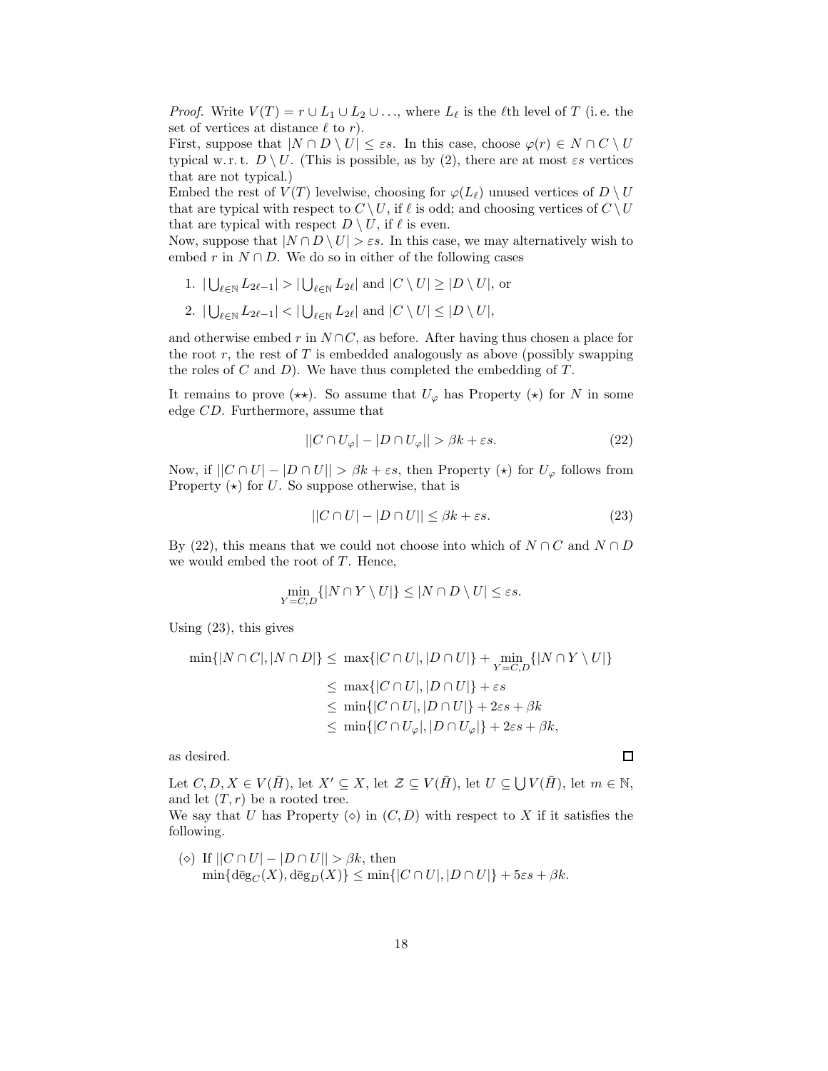*Proof.* Write $V(T) = r \cup L_1 \cup L_2 \cup \ldots$, where $L_\ell$ is the $\ell$th level of $T$ (i. e. the set of vertices at distance $\ell$ to $r$).

First, suppose that $|N \cap D \setminus U| \leq \varepsilon s$. In this case, choose $\varphi(r) \in N \cap C \setminus U$ typical w. r. t. $D \setminus U$. (This is possible, as by (2), there are at most $\varepsilon s$ vertices that are not typical.)

Embed the rest of $V(T)$ levelwise, choosing for $\varphi(L_\ell)$ unused vertices of $D \setminus U$ that are typical with respect to $C \setminus U$, if $\ell$ is odd; and choosing vertices of $C \setminus U$ that are typical with respect $D \setminus U$, if $\ell$ is even.

Now, suppose that $|N \cap D \setminus U| > \varepsilon s$. In this case, we may alternatively wish to embed $r$ in $N \cap D$. We do so in either of the following cases

1. $|\bigcup_{\ell \in \mathbb{N}} L_{2\ell-1}| > |\bigcup_{\ell \in \mathbb{N}} L_{2\ell}|$ and $|C \setminus U| \geq |D \setminus U|$, or
2. $|\bigcup_{\ell \in \mathbb{N}} L_{2\ell-1}| < |\bigcup_{\ell \in \mathbb{N}} L_{2\ell}|$ and $|C \setminus U| \leq |D \setminus U|$,

and otherwise embed $r$ in $N \cap C$, as before. After having thus chosen a place for the root $r$, the rest of $T$ is embedded analogously as above (possibly swapping the roles of $C$ and $D$). We have thus completed the embedding of $T$.

It remains to prove $(\star\star)$. So assume that $U_\varphi$ has Property $(\star)$ for $N$ in some edge $CD$. Furthermore, assume that

$$||C \cap U_\varphi| - |D \cap U_\varphi|| > \beta k + \varepsilon s. \tag{22}$$

Now, if $||C \cap U| - |D \cap U|| > \beta k + \varepsilon s$, then Property $(\star)$ for $U_\varphi$ follows from Property $(\star)$ for $U$. So suppose otherwise, that is

$$||C \cap U| - |D \cap U|| \leq \beta k + \varepsilon s. \tag{23}$$

By (22), this means that we could not choose into which of $N \cap C$ and $N \cap D$ we would embed the root of $T$. Hence,

$$\min_{Y=C,D}\{|N \cap Y \setminus U|\} \leq |N \cap D \setminus U| \leq \varepsilon s.$$

Using (23), this gives

$$\begin{aligned}
\min\{|N \cap C|, |N \cap D|\} &\leq \max\{|C \cap U|, |D \cap U|\} + \min_{Y=C,D}\{|N \cap Y \setminus U|\} \\
&\leq \max\{|C \cap U|, |D \cap U|\} + \varepsilon s \\
&\leq \min\{|C \cap U|, |D \cap U|\} + 2\varepsilon s + \beta k \\
&\leq \min\{|C \cap U_\varphi|, |D \cap U_\varphi|\} + 2\varepsilon s + \beta k,
\end{aligned}$$

as desired. $\square$

Let $C, D, X \in V(\bar{H})$, let $X' \subseteq X$, let $\mathcal{Z} \subseteq V(\bar{H})$, let $U \subseteq \bigcup V(\bar{H})$, let $m \in \mathbb{N}$, and let $(T, r)$ be a rooted tree.

We say that $U$ has Property $(\diamond)$ in $(C, D)$ with respect to $X$ if it satisfies the following.

$(\diamond)$ If $||C \cap U| - |D \cap U|| > \beta k$, then
$\min\{\bar{\deg}_C(X), \bar{\deg}_D(X)\} \leq \min\{|C \cap U|, |D \cap U|\} + 5\varepsilon s + \beta k$.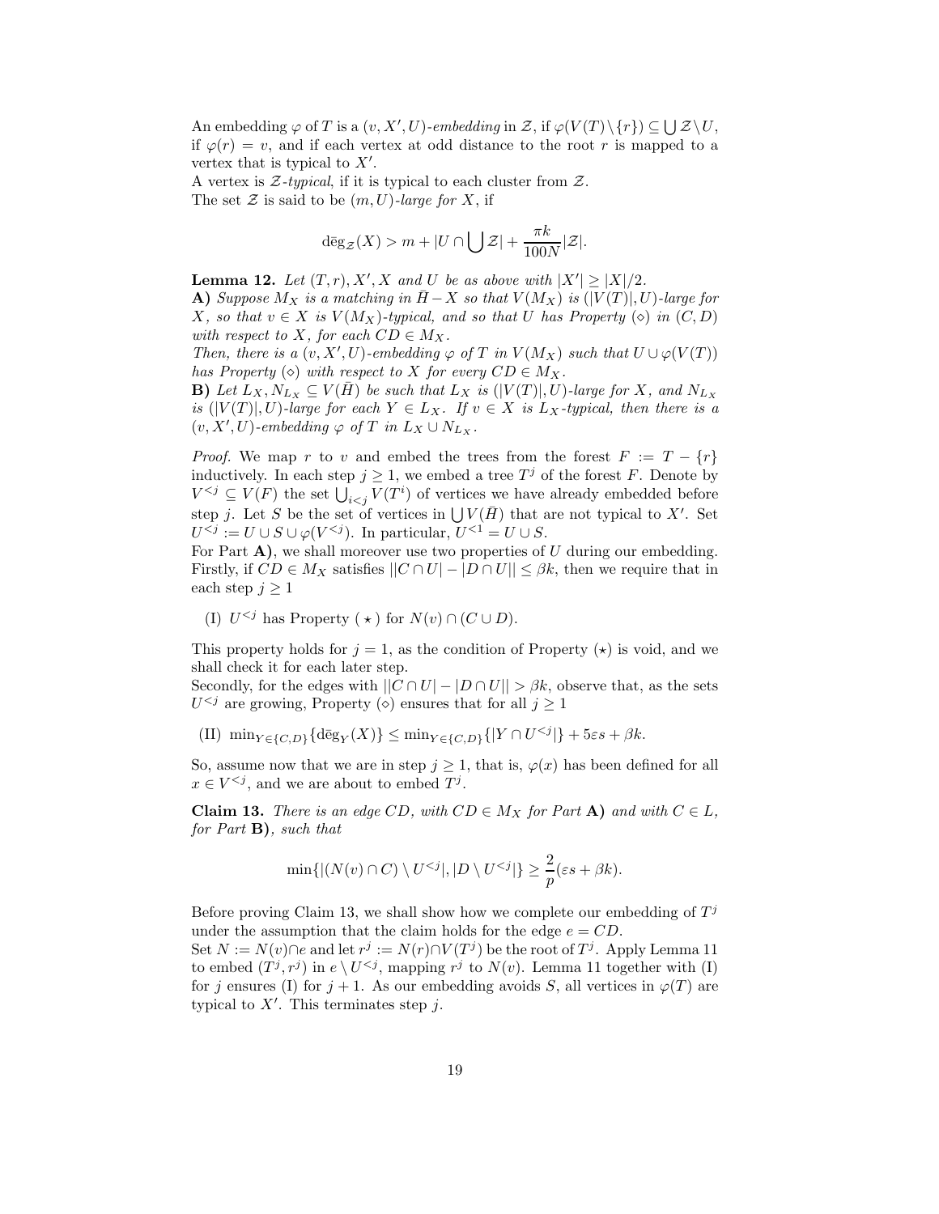An embedding $\varphi$ of $T$ is a $(v, X', U)$*-embedding* in $\mathcal{Z}$, if $\varphi(V(T)\setminus\{r\}) \subseteq \bigcup \mathcal{Z}\setminus U$, if $\varphi(r) = v$, and if each vertex at odd distance to the root $r$ is mapped to a vertex that is typical to $X'$.
A vertex is $\mathcal{Z}$*-typical*, if it is typical to each cluster from $\mathcal{Z}$.
The set $\mathcal{Z}$ is said to be $(m, U)$*-large for* $X$, if

$$\bar{\deg}_{\mathcal{Z}}(X) > m + |U \cap \bigcup \mathcal{Z}| + \frac{\pi k}{100N}|\mathcal{Z}|.$$

**Lemma 12.** *Let $(T, r), X', X$ and $U$ be as above with $|X'| \geq |X|/2$.*
**A)** *Suppose $M_X$ is a matching in $\bar{H} - X$ so that $V(M_X)$ is $(|V(T)|, U)$-large for $X$, so that $v \in X$ is $V(M_X)$-typical, and so that $U$ has Property $(\diamond)$ in $(C, D)$ with respect to $X$, for each $CD \in M_X$.*
*Then, there is a $(v, X', U)$-embedding $\varphi$ of $T$ in $V(M_X)$ such that $U \cup \varphi(V(T))$ has Property $(\diamond)$ with respect to $X$ for every $CD \in M_X$.*
**B)** *Let $L_X, N_{L_X} \subseteq V(\bar{H})$ be such that $L_X$ is $(|V(T)|, U)$-large for $X$, and $N_{L_X}$ is $(|V(T)|, U)$-large for each $Y \in L_X$. If $v \in X$ is $L_X$-typical, then there is a $(v, X', U)$-embedding $\varphi$ of $T$ in $L_X \cup N_{L_X}$.*

*Proof.* We map $r$ to $v$ and embed the trees from the forest $F := T - \{r\}$ inductively. In each step $j \geq 1$, we embed a tree $T^j$ of the forest $F$. Denote by $V^{<j} \subseteq V(F)$ the set $\bigcup_{i<j} V(T^i)$ of vertices we have already embedded before step $j$. Let $S$ be the set of vertices in $\bigcup V(\bar{H})$ that are not typical to $X'$. Set $U^{<j} := U \cup S \cup \varphi(V^{<j})$. In particular, $U^{<1} = U \cup S$.
For Part **A)**, we shall moreover use two properties of $U$ during our embedding. Firstly, if $CD \in M_X$ satisfies $||C \cap U| - |D \cap U|| \leq \beta k$, then we require that in each step $j \geq 1$

(I) $U^{<j}$ has Property $(\star)$ for $N(v) \cap (C \cup D)$.

This property holds for $j = 1$, as the condition of Property $(\star)$ is void, and we shall check it for each later step.
Secondly, for the edges with $||C \cap U| - |D \cap U|| > \beta k$, observe that, as the sets $U^{<j}$ are growing, Property $(\diamond)$ ensures that for all $j \geq 1$

(II) $\min_{Y \in \{C,D\}}\{\bar{\deg}_Y(X)\} \leq \min_{Y \in \{C,D\}}\{|Y \cap U^{<j}|\} + 5\varepsilon s + \beta k.$

So, assume now that we are in step $j \geq 1$, that is, $\varphi(x)$ has been defined for all $x \in V^{<j}$, and we are about to embed $T^j$.

**Claim 13.** *There is an edge $CD$, with $CD \in M_X$ for Part **A)** and with $C \in L$, for Part **B)**, such that*

$$\min\{|(N(v) \cap C) \setminus U^{<j}|, |D \setminus U^{<j}|\} \geq \frac{2}{p}(\varepsilon s + \beta k).$$

Before proving Claim 13, we shall show how we complete our embedding of $T^j$ under the assumption that the claim holds for the edge $e = CD$.
Set $N := N(v) \cap e$ and let $r^j := N(r) \cap V(T^j)$ be the root of $T^j$. Apply Lemma 11 to embed $(T^j, r^j)$ in $e \setminus U^{<j}$, mapping $r^j$ to $N(v)$. Lemma 11 together with (I) for $j$ ensures (I) for $j+1$. As our embedding avoids $S$, all vertices in $\varphi(T)$ are typical to $X'$. This terminates step $j$.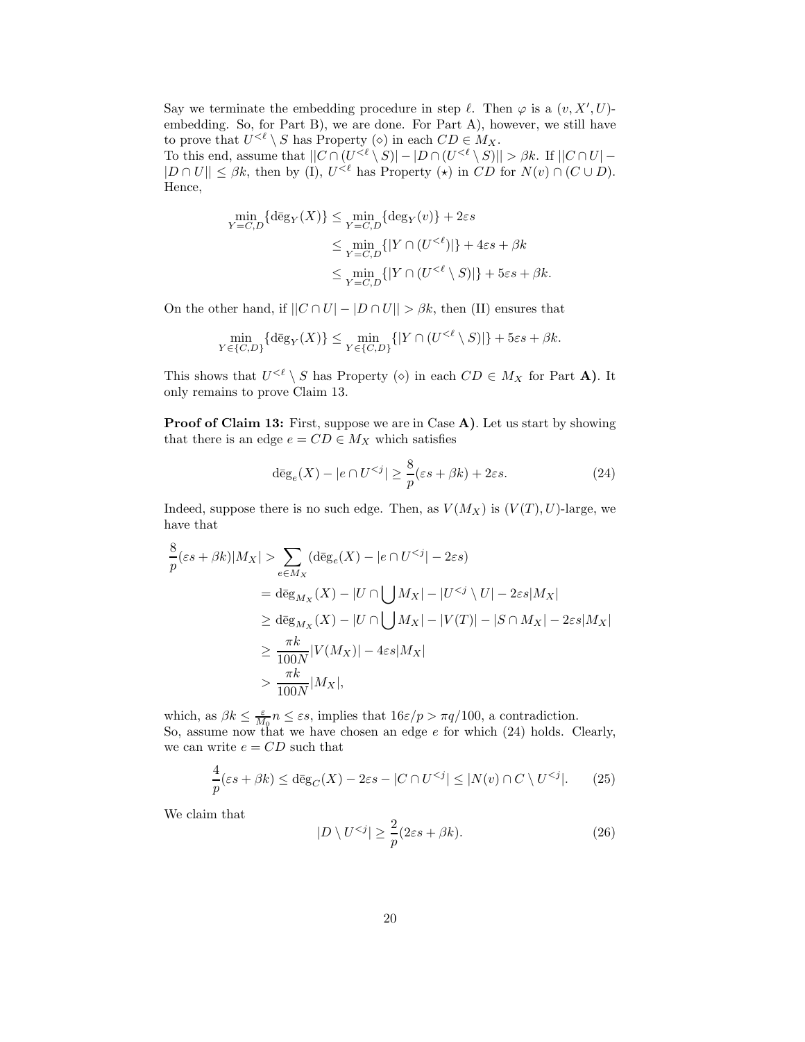Say we terminate the embedding procedure in step $\ell$. Then $\varphi$ is a $(v, X', U)$-embedding. So, for Part B), we are done. For Part A), however, we still have to prove that $U^{<\ell} \setminus S$ has Property $(\diamond)$ in each $CD \in M_X$.
To this end, assume that $||C \cap (U^{<\ell} \setminus S)| - |D \cap (U^{<\ell} \setminus S)|| > \beta k$. If $||C \cap U| - |D \cap U|| \leq \beta k$, then by (I), $U^{<\ell}$ has Property $(\star)$ in $CD$ for $N(v) \cap (C \cup D)$. Hence,

$$\begin{aligned}
\min_{Y=C,D}\{\bar{\deg}_Y(X)\} &\leq \min_{Y=C,D}\{\deg_Y(v)\} + 2\varepsilon s \\
&\leq \min_{Y=C,D}\{|Y \cap (U^{<\ell})|\} + 4\varepsilon s + \beta k \\
&\leq \min_{Y=C,D}\{|Y \cap (U^{<\ell} \setminus S)|\} + 5\varepsilon s + \beta k.
\end{aligned}$$

On the other hand, if $||C \cap U| - |D \cap U|| > \beta k$, then (II) ensures that

$$\min_{Y \in \{C,D\}}\{\bar{\deg}_Y(X)\} \leq \min_{Y \in \{C,D\}}\{|Y \cap (U^{<\ell} \setminus S)|\} + 5\varepsilon s + \beta k.$$

This shows that $U^{<\ell} \setminus S$ has Property $(\diamond)$ in each $CD \in M_X$ for Part **A)**. It only remains to prove Claim 13.

**Proof of Claim 13:** First, suppose we are in Case **A)**. Let us start by showing that there is an edge $e = CD \in M_X$ which satisfies

$$\bar{\deg}_e(X) - |e \cap U^{<j}| \geq \frac{8}{p}(\varepsilon s + \beta k) + 2\varepsilon s. \tag{24}$$

Indeed, suppose there is no such edge. Then, as $V(M_X)$ is $(V(T), U)$-large, we have that

$$\begin{aligned}
\frac{8}{p}(\varepsilon s + \beta k)|M_X| &> \sum_{e \in M_X} (\bar{\deg}_e(X) - |e \cap U^{<j}| - 2\varepsilon s) \\
&= \bar{\deg}_{M_X}(X) - |U \cap \bigcup M_X| - |U^{<j} \setminus U| - 2\varepsilon s|M_X| \\
&\geq \bar{\deg}_{M_X}(X) - |U \cap \bigcup M_X| - |V(T)| - |S \cap M_X| - 2\varepsilon s|M_X| \\
&\geq \frac{\pi k}{100N}|V(M_X)| - 4\varepsilon s|M_X| \\
&> \frac{\pi k}{100N}|M_X|,
\end{aligned}$$

which, as $\beta k \leq \frac{\varepsilon}{M_0} n \leq \varepsilon s$, implies that $16\varepsilon/p > \pi q/100$, a contradiction.
So, assume now that we have chosen an edge $e$ for which (24) holds. Clearly, we can write $e = CD$ such that

$$\frac{4}{p}(\varepsilon s + \beta k) \leq \bar{\deg}_C(X) - 2\varepsilon s - |C \cap U^{<j}| \leq |N(v) \cap C \setminus U^{<j}|. \tag{25}$$

We claim that

$$|D \setminus U^{<j}| \geq \frac{2}{p}(2\varepsilon s + \beta k). \tag{26}$$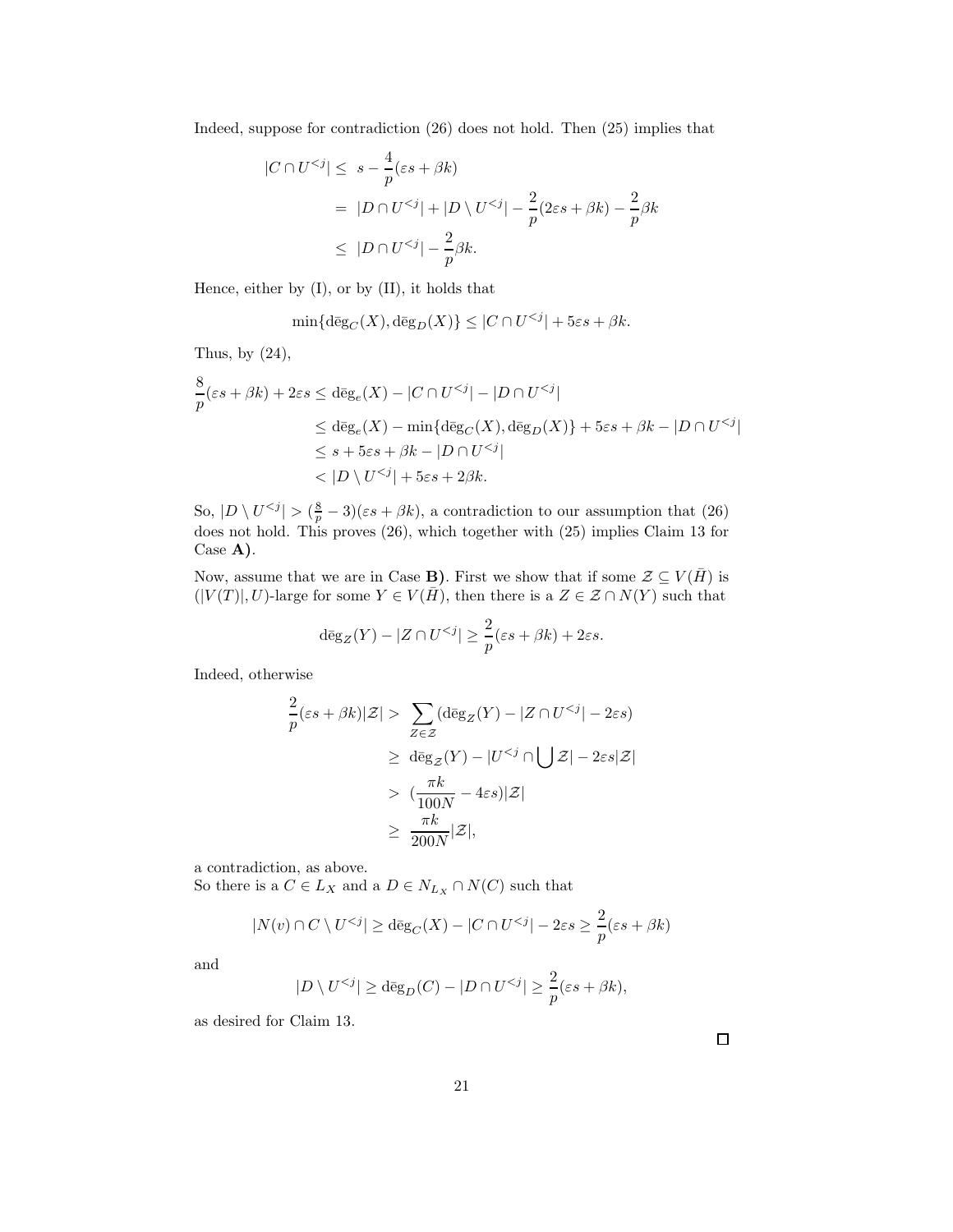Indeed, suppose for contradiction (26) does not hold. Then (25) implies that

$$
\begin{aligned}
|C \cap U^{<j}| &\leq \; s - \frac{4}{p}(\varepsilon s + \beta k) \\
&= \; |D \cap U^{<j}| + |D \setminus U^{<j}| - \frac{2}{p}(2\varepsilon s + \beta k) - \frac{2}{p}\beta k \\
&\leq \; |D \cap U^{<j}| - \frac{2}{p}\beta k.
\end{aligned}
$$

Hence, either by (I), or by (II), it holds that

$$
\min\{\bar{\deg}_C(X), \bar{\deg}_D(X)\} \leq |C \cap U^{<j}| + 5\varepsilon s + \beta k.
$$

Thus, by (24),

$$
\begin{aligned}
\frac{8}{p}(\varepsilon s + \beta k) + 2\varepsilon s &\leq \bar{\deg}_e(X) - |C \cap U^{<j}| - |D \cap U^{<j}| \\
&\leq \bar{\deg}_e(X) - \min\{\bar{\deg}_C(X), \bar{\deg}_D(X)\} + 5\varepsilon s + \beta k - |D \cap U^{<j}| \\
&\leq s + 5\varepsilon s + \beta k - |D \cap U^{<j}| \\
&< |D \setminus U^{<j}| + 5\varepsilon s + 2\beta k.
\end{aligned}
$$

So, $|D \setminus U^{<j}| > (\frac{8}{p} - 3)(\varepsilon s + \beta k)$, a contradiction to our assumption that (26) does not hold. This proves (26), which together with (25) implies Claim 13 for Case **A)**.

Now, assume that we are in Case **B)**. First we show that if some $\mathcal{Z} \subseteq V(\bar{H})$ is $(|V(T)|, U)$-large for some $Y \in V(\bar{H})$, then there is a $Z \in \mathcal{Z} \cap N(Y)$ such that

$$
\bar{\deg}_Z(Y) - |Z \cap U^{<j}| \geq \frac{2}{p}(\varepsilon s + \beta k) + 2\varepsilon s.
$$

Indeed, otherwise

$$
\begin{aligned}
\frac{2}{p}(\varepsilon s + \beta k)|\mathcal{Z}| &> \; \sum_{Z \in \mathcal{Z}} (\bar{\deg}_Z(Y) - |Z \cap U^{<j}| - 2\varepsilon s) \\
&\geq \; \bar{\deg}_{\mathcal{Z}}(Y) - |U^{<j} \cap \bigcup \mathcal{Z}| - 2\varepsilon s|\mathcal{Z}| \\
&> \; (\frac{\pi k}{100N} - 4\varepsilon s)|\mathcal{Z}| \\
&\geq \; \frac{\pi k}{200N}|\mathcal{Z}|,
\end{aligned}
$$

a contradiction, as above.
So there is a $C \in L_X$ and a $D \in N_{L_X} \cap N(C)$ such that

$$
|N(v) \cap C \setminus U^{<j}| \geq \bar{\deg}_C(X) - |C \cap U^{<j}| - 2\varepsilon s \geq \frac{2}{p}(\varepsilon s + \beta k)
$$

and

$$
|D \setminus U^{<j}| \geq \bar{\deg}_D(C) - |D \cap U^{<j}| \geq \frac{2}{p}(\varepsilon s + \beta k),
$$

as desired for Claim 13.

□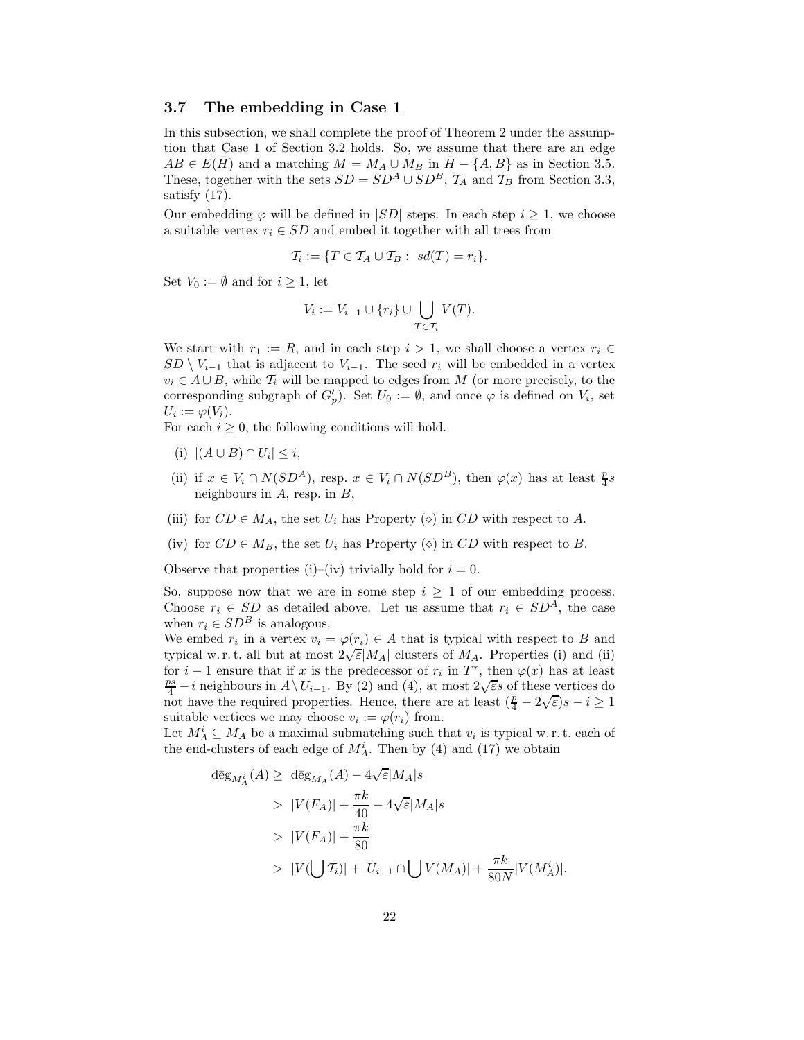### 3.7 The embedding in Case 1

In this subsection, we shall complete the proof of Theorem 2 under the assumption that Case 1 of Section 3.2 holds. So, we assume that there are an edge $AB \in E(\bar{H})$ and a matching $M = M_A \cup M_B$ in $\bar{H} - \{A, B\}$ as in Section 3.5. These, together with the sets $SD = SD^A \cup SD^B$, $\mathcal{T}_A$ and $\mathcal{T}_B$ from Section 3.3, satisfy (17).

Our embedding $\varphi$ will be defined in $|SD|$ steps. In each step $i \geq 1$, we choose a suitable vertex $r_i \in SD$ and embed it together with all trees from

$$\mathcal{T}_i := \{T \in \mathcal{T}_A \cup \mathcal{T}_B : \ sd(T) = r_i\}.$$

Set $V_0 := \emptyset$ and for $i \geq 1$, let

$$V_i := V_{i-1} \cup \{r_i\} \cup \bigcup_{T \in \mathcal{T}_i} V(T).$$

We start with $r_1 := R$, and in each step $i > 1$, we shall choose a vertex $r_i \in SD \setminus V_{i-1}$ that is adjacent to $V_{i-1}$. The seed $r_i$ will be embedded in a vertex $v_i \in A \cup B$, while $\mathcal{T}_i$ will be mapped to edges from $M$ (or more precisely, to the corresponding subgraph of $G'_p$). Set $U_0 := \emptyset$, and once $\varphi$ is defined on $V_i$, set $U_i := \varphi(V_i)$.

For each $i \geq 0$, the following conditions will hold.

(i) $|(A \cup B) \cap U_i| \leq i$,

(ii) if $x \in V_i \cap N(SD^A)$, resp. $x \in V_i \cap N(SD^B)$, then $\varphi(x)$ has at least $\frac{p}{4}s$ neighbours in $A$, resp. in $B$,

(iii) for $CD \in M_A$, the set $U_i$ has Property $(\diamond)$ in $CD$ with respect to $A$.

(iv) for $CD \in M_B$, the set $U_i$ has Property $(\diamond)$ in $CD$ with respect to $B$.

Observe that properties (i)–(iv) trivially hold for $i = 0$.

So, suppose now that we are in some step $i \geq 1$ of our embedding process. Choose $r_i \in SD$ as detailed above. Let us assume that $r_i \in SD^A$, the case when $r_i \in SD^B$ is analogous.

We embed $r_i$ in a vertex $v_i = \varphi(r_i) \in A$ that is typical with respect to $B$ and typical w. r. t. all but at most $2\sqrt{\varepsilon}|M_A|$ clusters of $M_A$. Properties (i) and (ii) for $i-1$ ensure that if $x$ is the predecessor of $r_i$ in $T^*$, then $\varphi(x)$ has at least $\frac{ps}{4} - i$ neighbours in $A \setminus U_{i-1}$. By (2) and (4), at most $2\sqrt{\varepsilon}s$ of these vertices do not have the required properties. Hence, there are at least $(\frac{p}{4} - 2\sqrt{\varepsilon})s - i \geq 1$ suitable vertices we may choose $v_i := \varphi(r_i)$ from.

Let $M_A^i \subseteq M_A$ be a maximal submatching such that $v_i$ is typical w. r. t. each of the end-clusters of each edge of $M_A^i$. Then by (4) and (17) we obtain

$$\begin{aligned}
\bar{\deg}_{M_A^i}(A) \geq \ & \bar{\deg}_{M_A}(A) - 4\sqrt{\varepsilon}|M_A|s \\
> \ & |V(F_A)| + \frac{\pi k}{40} - 4\sqrt{\varepsilon}|M_A|s \\
> \ & |V(F_A)| + \frac{\pi k}{80} \\
> \ & |V(\bigcup \mathcal{T}_i)| + |U_{i-1} \cap \bigcup V(M_A)| + \frac{\pi k}{80N}|V(M_A^i)|.
\end{aligned}$$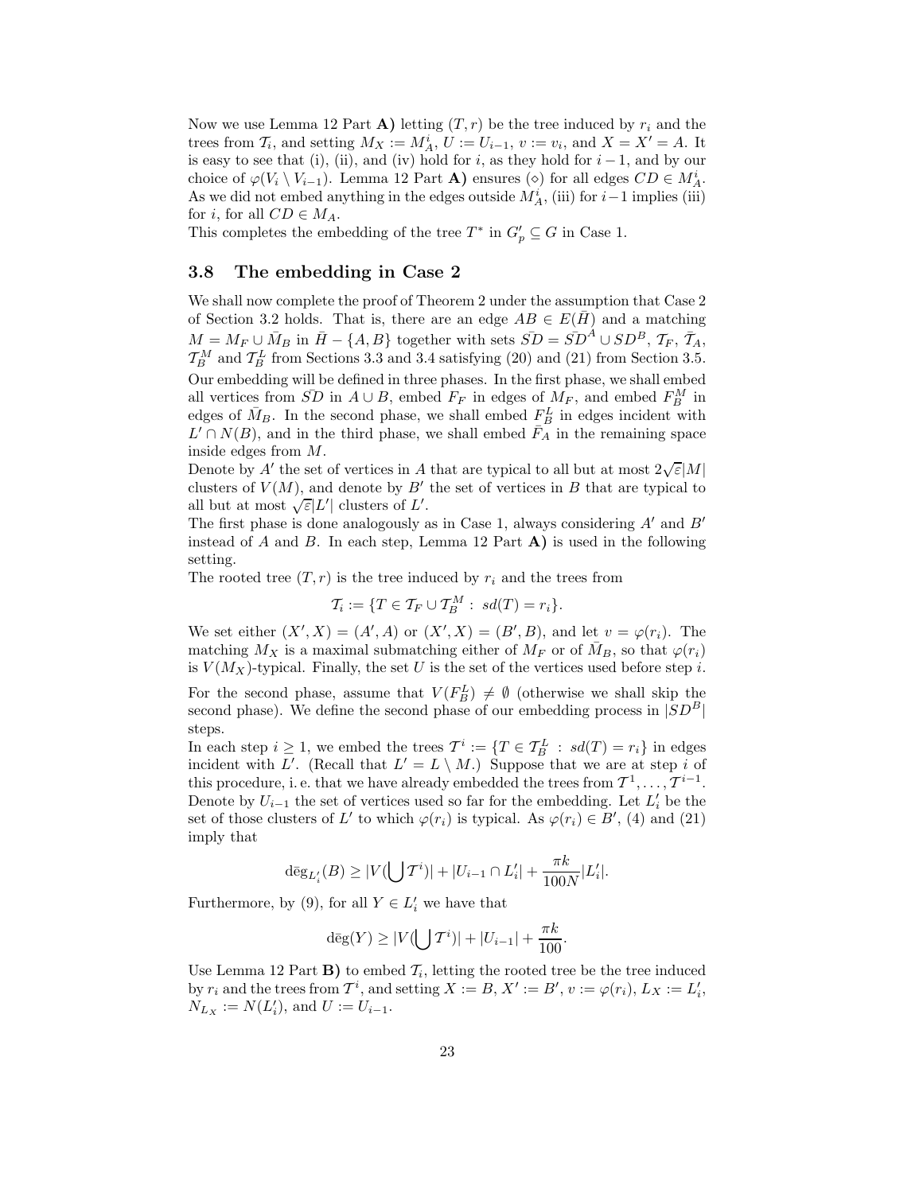Now we use Lemma 12 Part **A)** letting $(T, r)$ be the tree induced by $r_i$ and the trees from $\mathcal{T}_i$, and setting $M_X := M_A^i$, $U := U_{i-1}$, $v := v_i$, and $X = X' = A$. It is easy to see that (i), (ii), and (iv) hold for $i$, as they hold for $i-1$, and by our choice of $\varphi(V_i \setminus V_{i-1})$. Lemma 12 Part **A)** ensures ($\diamond$) for all edges $CD \in M_A^i$. As we did not embed anything in the edges outside $M_A^i$, (iii) for $i-1$ implies (iii) for $i$, for all $CD \in M_A$.

This completes the embedding of the tree $T^*$ in $G'_p \subseteq G$ in Case 1.

## 3.8 The embedding in Case 2

We shall now complete the proof of Theorem 2 under the assumption that Case 2 of Section 3.2 holds. That is, there are an edge $AB \in E(\bar{H})$ and a matching $M = M_F \cup \bar{M}_B$ in $\bar{H} - \{A, B\}$ together with sets $\bar{SD} = \bar{SD}^A \cup SD^B$, $\mathcal{T}_F$, $\bar{\mathcal{T}}_A$, $\mathcal{T}_B^M$ and $\mathcal{T}_B^L$ from Sections 3.3 and 3.4 satisfying (20) and (21) from Section 3.5.

Our embedding will be defined in three phases. In the first phase, we shall embed all vertices from $\bar{SD}$ in $A \cup B$, embed $F_F$ in edges of $M_F$, and embed $F_B^M$ in edges of $\bar{M}_B$. In the second phase, we shall embed $F_B^L$ in edges incident with $L' \cap N(B)$, and in the third phase, we shall embed $\bar{F}_A$ in the remaining space inside edges from $M$.

Denote by $A'$ the set of vertices in $A$ that are typical to all but at most $2\sqrt{\varepsilon}|M|$ clusters of $V(M)$, and denote by $B'$ the set of vertices in $B$ that are typical to all but at most $\sqrt{\varepsilon}|L'|$ clusters of $L'$.

The first phase is done analogously as in Case 1, always considering $A'$ and $B'$ instead of $A$ and $B$. In each step, Lemma 12 Part **A)** is used in the following setting.

The rooted tree $(T, r)$ is the tree induced by $r_i$ and the trees from

$$\mathcal{T}_i := \{T \in \mathcal{T}_F \cup \mathcal{T}_B^M : \ sd(T) = r_i\}.$$

We set either $(X', X) = (A', A)$ or $(X', X) = (B', B)$, and let $v = \varphi(r_i)$. The matching $M_X$ is a maximal submatching either of $M_F$ or of $\bar{M}_B$, so that $\varphi(r_i)$ is $V(M_X)$-typical. Finally, the set $U$ is the set of the vertices used before step $i$.

For the second phase, assume that $V(F_B^L) \neq \emptyset$ (otherwise we shall skip the second phase). We define the second phase of our embedding process in $|SD^B|$ steps.

In each step $i \geq 1$, we embed the trees $\mathcal{T}^i := \{T \in \mathcal{T}_B^L \ : \ sd(T) = r_i\}$ in edges incident with $L'$. (Recall that $L' = L \setminus M$.) Suppose that we are at step $i$ of this procedure, i. e. that we have already embedded the trees from $\mathcal{T}^1, \ldots, \mathcal{T}^{i-1}$. Denote by $U_{i-1}$ the set of vertices used so far for the embedding. Let $L'_i$ be the set of those clusters of $L'$ to which $\varphi(r_i)$ is typical. As $\varphi(r_i) \in B'$, (4) and (21) imply that

$$\bar{\deg}_{L'_i}(B) \geq |V(\bigcup \mathcal{T}^i)| + |U_{i-1} \cap L'_i| + \frac{\pi k}{100N}|L'_i|.$$

Furthermore, by (9), for all $Y \in L'_i$ we have that

$$\bar{\deg}(Y) \geq |V(\bigcup \mathcal{T}^i)| + |U_{i-1}| + \frac{\pi k}{100}.$$

Use Lemma 12 Part **B)** to embed $\mathcal{T}_i$, letting the rooted tree be the tree induced by $r_i$ and the trees from $\mathcal{T}^i$, and setting $X := B$, $X' := B'$, $v := \varphi(r_i)$, $L_X := L'_i$, $N_{L_X} := N(L'_i)$, and $U := U_{i-1}$.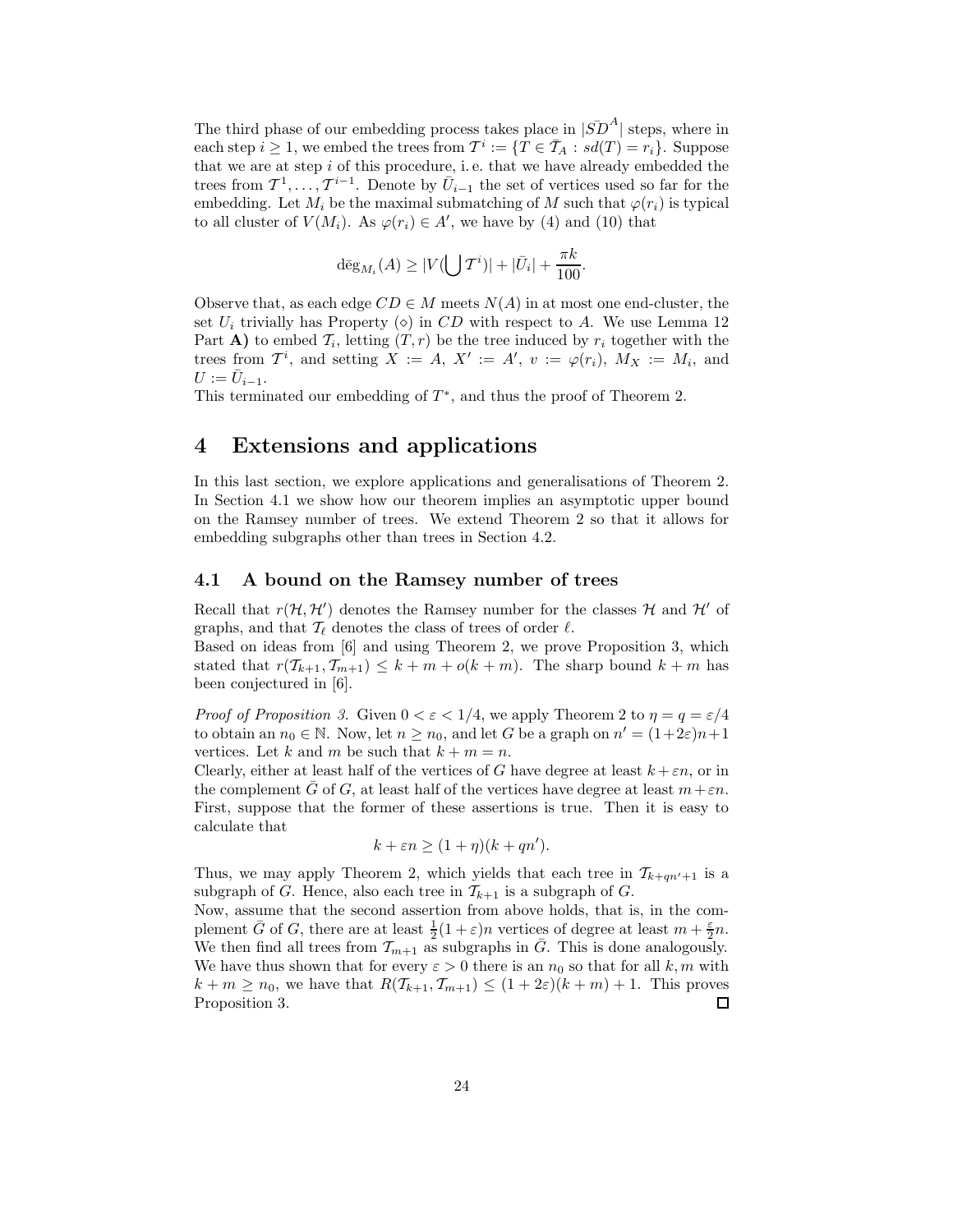The third phase of our embedding process takes place in $|\bar{SD}^A|$ steps, where in each step $i \geq 1$, we embed the trees from $\mathcal{T}^i := \{T \in \bar{\mathcal{T}}_A : sd(T) = r_i\}$. Suppose that we are at step $i$ of this procedure, i. e. that we have already embedded the trees from $\mathcal{T}^1, \ldots, \mathcal{T}^{i-1}$. Denote by $\bar{U}_{i-1}$ the set of vertices used so far for the embedding. Let $M_i$ be the maximal submatching of $M$ such that $\varphi(r_i)$ is typical to all cluster of $V(M_i)$. As $\varphi(r_i) \in A'$, we have by (4) and (10) that

$$\bar{\deg}_{M_i}(A) \geq |V(\bigcup \mathcal{T}^i)| + |\bar{U}_i| + \frac{\pi k}{100}.$$

Observe that, as each edge $CD \in M$ meets $N(A)$ in at most one end-cluster, the set $U_i$ trivially has Property ($\diamond$) in $CD$ with respect to $A$. We use Lemma 12 Part **A)** to embed $\mathcal{T}_i$, letting $(T, r)$ be the tree induced by $r_i$ together with the trees from $\mathcal{T}^i$, and setting $X := A$, $X' := A'$, $v := \varphi(r_i)$, $M_X := M_i$, and $U := \bar{U}_{i-1}$.

This terminated our embedding of $T^*$, and thus the proof of Theorem 2.

# 4 Extensions and applications

In this last section, we explore applications and generalisations of Theorem 2. In Section 4.1 we show how our theorem implies an asymptotic upper bound on the Ramsey number of trees. We extend Theorem 2 so that it allows for embedding subgraphs other than trees in Section 4.2.

## 4.1 A bound on the Ramsey number of trees

Recall that $r(\mathcal{H}, \mathcal{H}')$ denotes the Ramsey number for the classes $\mathcal{H}$ and $\mathcal{H}'$ of graphs, and that $\mathcal{T}_\ell$ denotes the class of trees of order $\ell$.

Based on ideas from [6] and using Theorem 2, we prove Proposition 3, which stated that $r(\mathcal{T}_{k+1}, \mathcal{T}_{m+1}) \leq k + m + o(k + m)$. The sharp bound $k + m$ has been conjectured in [6].

*Proof of Proposition 3.* Given $0 < \varepsilon < 1/4$, we apply Theorem 2 to $\eta = q = \varepsilon/4$ to obtain an $n_0 \in \mathbb{N}$. Now, let $n \geq n_0$, and let $G$ be a graph on $n' = (1+2\varepsilon)n+1$ vertices. Let $k$ and $m$ be such that $k + m = n$.

Clearly, either at least half of the vertices of $G$ have degree at least $k + \varepsilon n$, or in the complement $\bar{G}$ of $G$, at least half of the vertices have degree at least $m + \varepsilon n$. First, suppose that the former of these assertions is true. Then it is easy to calculate that

$$k + \varepsilon n \geq (1 + \eta)(k + qn').$$

Thus, we may apply Theorem 2, which yields that each tree in $\mathcal{T}_{k+qn'+1}$ is a subgraph of $G$. Hence, also each tree in $\mathcal{T}_{k+1}$ is a subgraph of $G$.

Now, assume that the second assertion from above holds, that is, in the complement $\bar{G}$ of $G$, there are at least $\frac{1}{2}(1 + \varepsilon)n$ vertices of degree at least $m + \frac{\varepsilon}{2}n$. We then find all trees from $\mathcal{T}_{m+1}$ as subgraphs in $\bar{G}$. This is done analogously. We have thus shown that for every $\varepsilon > 0$ there is an $n_0$ so that for all $k, m$ with $k + m \geq n_0$, we have that $R(\mathcal{T}_{k+1}, \mathcal{T}_{m+1}) \leq (1 + 2\varepsilon)(k + m) + 1$. This proves Proposition 3. $\square$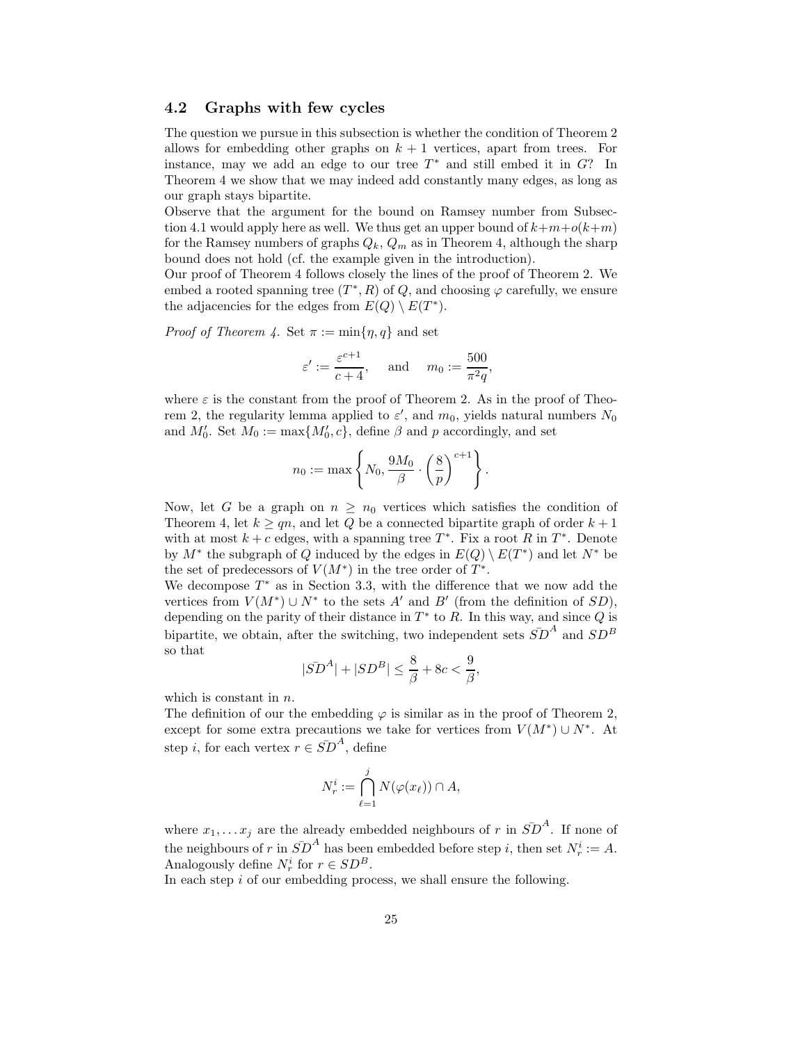### 4.2 Graphs with few cycles

The question we pursue in this subsection is whether the condition of Theorem 2 allows for embedding other graphs on $k+1$ vertices, apart from trees. For instance, may we add an edge to our tree $T^*$ and still embed it in $G$? In Theorem 4 we show that we may indeed add constantly many edges, as long as our graph stays bipartite.

Observe that the argument for the bound on Ramsey number from Subsection 4.1 would apply here as well. We thus get an upper bound of $k+m+o(k+m)$ for the Ramsey numbers of graphs $Q_k$, $Q_m$ as in Theorem 4, although the sharp bound does not hold (cf. the example given in the introduction).

Our proof of Theorem 4 follows closely the lines of the proof of Theorem 2. We embed a rooted spanning tree $(T^*, R)$ of $Q$, and choosing $\varphi$ carefully, we ensure the adjacencies for the edges from $E(Q) \setminus E(T^*)$.

*Proof of Theorem 4.* Set $\pi := \min\{\eta, q\}$ and set

$$\varepsilon' := \frac{\varepsilon^{c+1}}{c+4}, \quad \text{and} \quad m_0 := \frac{500}{\pi^2 q},$$

where $\varepsilon$ is the constant from the proof of Theorem 2. As in the proof of Theorem 2, the regularity lemma applied to $\varepsilon'$, and $m_0$, yields natural numbers $N_0$ and $M_0'$. Set $M_0 := \max\{M_0', c\}$, define $\beta$ and $p$ accordingly, and set

$$n_0 := \max\left\{N_0, \frac{9M_0}{\beta} \cdot \left(\frac{8}{p}\right)^{c+1}\right\}.$$

Now, let $G$ be a graph on $n \geq n_0$ vertices which satisfies the condition of Theorem 4, let $k \geq qn$, and let $Q$ be a connected bipartite graph of order $k+1$ with at most $k+c$ edges, with a spanning tree $T^*$. Fix a root $R$ in $T^*$. Denote by $M^*$ the subgraph of $Q$ induced by the edges in $E(Q) \setminus E(T^*)$ and let $N^*$ be the set of predecessors of $V(M^*)$ in the tree order of $T^*$.

We decompose $T^*$ as in Section 3.3, with the difference that we now add the vertices from $V(M^*) \cup N^*$ to the sets $A'$ and $B'$ (from the definition of $SD$), depending on the parity of their distance in $T^*$ to $R$. In this way, and since $Q$ is bipartite, we obtain, after the switching, two independent sets $\bar{SD}^A$ and $SD^B$ so that

$$|\bar{SD}^A| + |SD^B| \leq \frac{8}{\beta} + 8c < \frac{9}{\beta},$$

which is constant in $n$.

The definition of our the embedding $\varphi$ is similar as in the proof of Theorem 2, except for some extra precautions we take for vertices from $V(M^*) \cup N^*$. At step $i$, for each vertex $r \in \bar{SD}^A$, define

$$N_r^i := \bigcap_{\ell=1}^{j} N(\varphi(x_\ell)) \cap A,$$

where $x_1, \ldots x_j$ are the already embedded neighbours of $r$ in $\bar{SD}^A$. If none of the neighbours of $r$ in $\bar{SD}^A$ has been embedded before step $i$, then set $N_r^i := A$. Analogously define $N_r^i$ for $r \in SD^B$.

In each step $i$ of our embedding process, we shall ensure the following.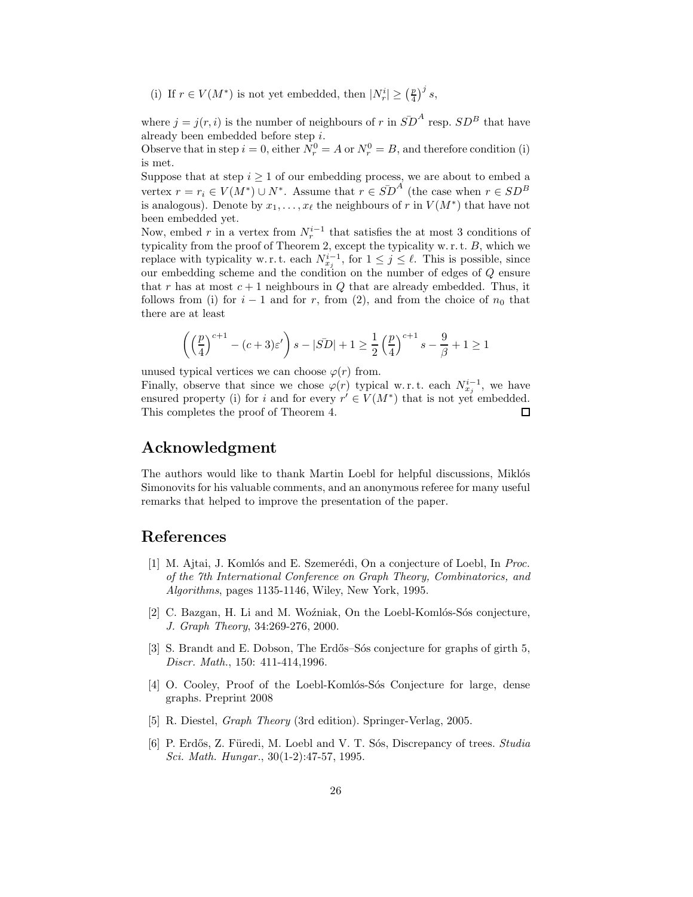(i) If $r \in V(M^*)$ is not yet embedded, then $|N_r^i| \geq \left(\frac{p}{4}\right)^j s$,

where $j = j(r,i)$ is the number of neighbours of $r$ in $\bar{SD}^A$ resp. $SD^B$ that have already been embedded before step $i$.
Observe that in step $i = 0$, either $N_r^0 = A$ or $N_r^0 = B$, and therefore condition (i) is met.
Suppose that at step $i \geq 1$ of our embedding process, we are about to embed a vertex $r = r_i \in V(M^*) \cup N^*$. Assume that $r \in \bar{SD}^A$ (the case when $r \in SD^B$ is analogous). Denote by $x_1, \ldots, x_\ell$ the neighbours of $r$ in $V(M^*)$ that have not been embedded yet.
Now, embed $r$ in a vertex from $N_r^{i-1}$ that satisfies the at most 3 conditions of typicality from the proof of Theorem 2, except the typicality w. r. t. $B$, which we replace with typicality w. r. t. each $N_{x_j}^{i-1}$, for $1 \leq j \leq \ell$. This is possible, since our embedding scheme and the condition on the number of edges of $Q$ ensure that $r$ has at most $c+1$ neighbours in $Q$ that are already embedded. Thus, it follows from (i) for $i-1$ and for $r$, from (2), and from the choice of $n_0$ that there are at least

$$\left(\left(\frac{p}{4}\right)^{c+1} - (c+3)\varepsilon'\right) s - |\bar{SD}| + 1 \geq \frac{1}{2}\left(\frac{p}{4}\right)^{c+1} s - \frac{9}{\beta} + 1 \geq 1$$

unused typical vertices we can choose $\varphi(r)$ from.
Finally, observe that since we chose $\varphi(r)$ typical w. r. t. each $N_{x_j}^{i-1}$, we have ensured property (i) for $i$ and for every $r' \in V(M^*)$ that is not yet embedded. This completes the proof of Theorem 4. □

## Acknowledgment

The authors would like to thank Martin Loebl for helpful discussions, Miklós Simonovits for his valuable comments, and an anonymous referee for many useful remarks that helped to improve the presentation of the paper.

## References

[1] M. Ajtai, J. Komlós and E. Szemerédi, On a conjecture of Loebl, In *Proc. of the 7th International Conference on Graph Theory, Combinatorics, and Algorithms*, pages 1135-1146, Wiley, New York, 1995.

[2] C. Bazgan, H. Li and M. Woźniak, On the Loebl-Komlós-Sós conjecture, *J. Graph Theory*, 34:269-276, 2000.

[3] S. Brandt and E. Dobson, The Erdős–Sós conjecture for graphs of girth 5, *Discr. Math.*, 150: 411-414,1996.

[4] O. Cooley, Proof of the Loebl-Komlós-Sós Conjecture for large, dense graphs. Preprint 2008

[5] R. Diestel, *Graph Theory* (3rd edition). Springer-Verlag, 2005.

[6] P. Erdős, Z. Füredi, M. Loebl and V. T. Sós, Discrepancy of trees. *Studia Sci. Math. Hungar.*, 30(1-2):47-57, 1995.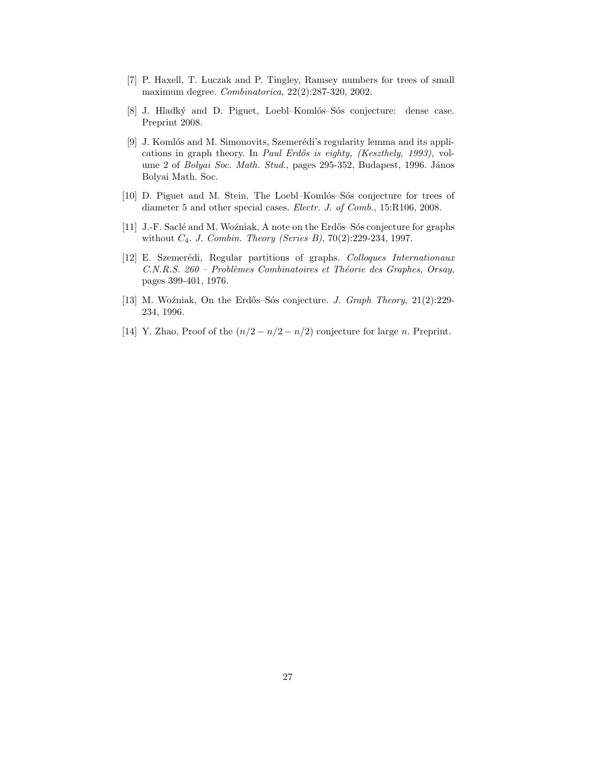[7] P. Haxell, T. Łuczak and P. Tingley, Ramsey numbers for trees of small maximum degree. *Combinatorica*, 22(2):287-320, 2002.

[8] J. Hladký and D. Piguet, Loebl–Komlós–Sós conjecture: dense case. Preprint 2008.

[9] J. Komlós and M. Simonovits, Szemerédi's regularity lemma and its applications in graph theory. In *Paul Erdős is eighty, (Keszthely, 1993),* volume 2 of *Bolyai Soc. Math. Stud.*, pages 295-352, Budapest, 1996. János Bolyai Math. Soc.

[10] D. Piguet and M. Stein, The Loebl–Komlós–Sós conjecture for trees of diameter 5 and other special cases. *Electr. J. of Comb.*, 15:R106, 2008.

[11] J.-F. Saclé and M. Woźniak, A note on the Erdős–Sós conjecture for graphs without $C_4$. *J. Combin. Theory (Series B)*, 70(2):229-234, 1997.

[12] E. Szemerédi, Regular partitions of graphs. *Colloques Internationaux C.N.R.S. 260 – Problèmes Combinatoires et Théorie des Graphes, Orsay*, pages 399-401, 1976.

[13] M. Woźniak, On the Erdős–Sós conjecture. *J. Graph Theory*, 21(2):229-234, 1996.

[14] Y. Zhao, Proof of the $(n/2 - n/2 - n/2)$ conjecture for large $n$. Preprint.